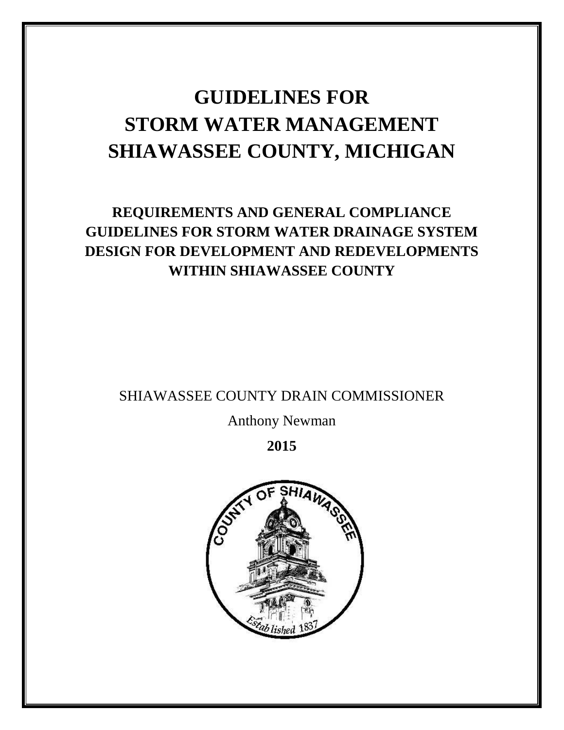# GUIDELINES FOR STORM WATER MANAGEMENT SHIAWASSEE COUNTY, MICHIGAN

## REQUIREMENTS AND GENERAL COMPLIANCE GUIDELINES FOR STORM WATER DRAINAGE SYSTEM DESIGN FOR DEVELOPMENT AND REDEVELOPMENTS WITHIN SHIAWASSEE COUNTY

SHIAWASSEE COUNTY DRAIN COMMISSIONER

Anthony Newman

**2015**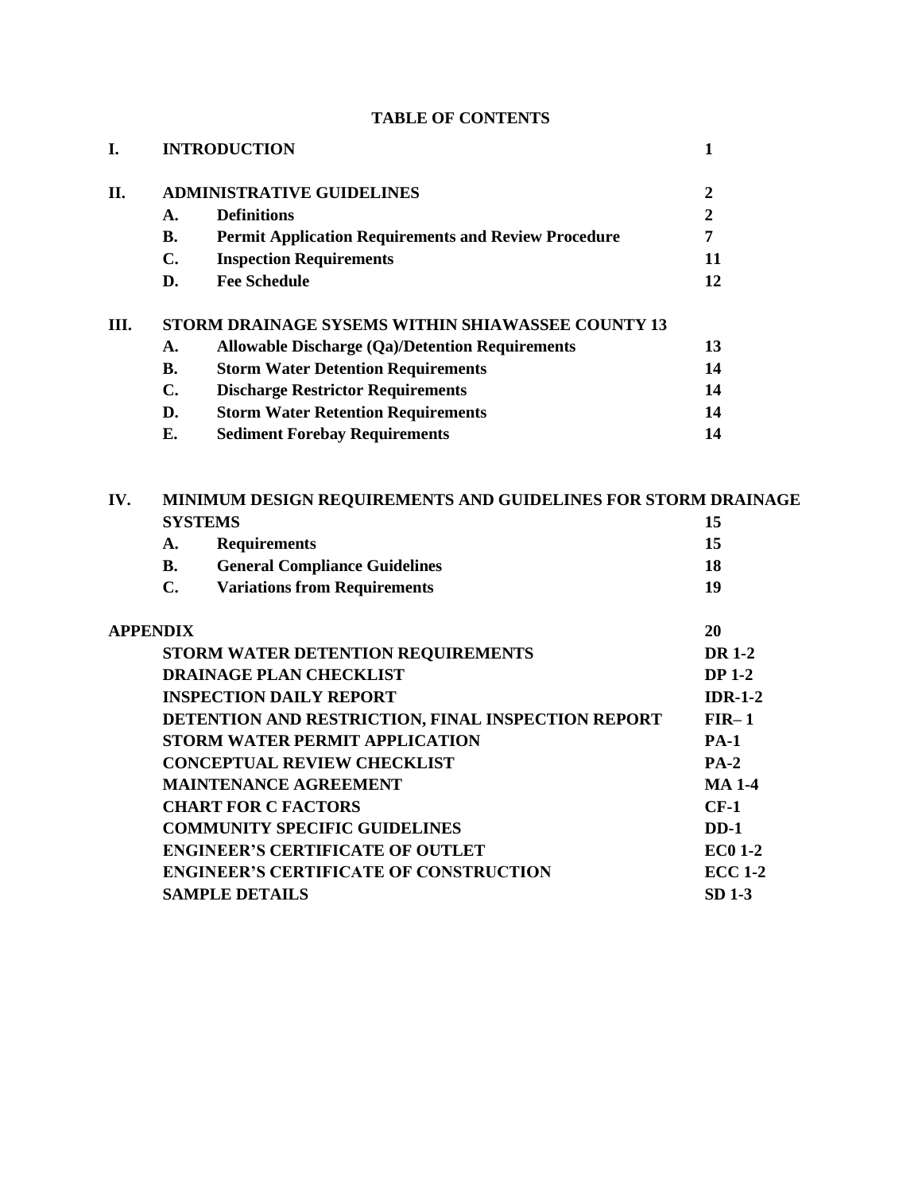**TABLE OF CONTENTS**

| | | | |
|---|---|---|---|
| **I.** | **INTRODUCTION** | | **1** |
| **II.** | **ADMINISTRATIVE GUIDELINES** | | **2** |
| | **A.** | **Definitions** | **2** |
| | **B.** | **Permit Application Requirements and Review Procedure** | **7** |
| | **C.** | **Inspection Requirements** | **11** |
| | **D.** | **Fee Schedule** | **12** |
| **III.** | **STORM DRAINAGE SYSEMS WITHIN SHIAWASSEE COUNTY 13** | | |
| | **A.** | **Allowable Discharge (Qa)/Detention Requirements** | **13** |
| | **B.** | **Storm Water Detention Requirements** | **14** |
| | **C.** | **Discharge Restrictor Requirements** | **14** |
| | **D.** | **Storm Water Retention Requirements** | **14** |
| | **E.** | **Sediment Forebay Requirements** | **14** |
| **IV.** | **MINIMUM DESIGN REQUIREMENTS AND GUIDELINES FOR STORM DRAINAGE SYSTEMS** | | **15** |
| | **A.** | **Requirements** | **15** |
| | **B.** | **General Compliance Guidelines** | **18** |
| | **C.** | **Variations from Requirements** | **19** |
| **APPENDIX** | | | **20** |
| | **STORM WATER DETENTION REQUIREMENTS** | | **DR 1-2** |
| | **DRAINAGE PLAN CHECKLIST** | | **DP 1-2** |
| | **INSPECTION DAILY REPORT** | | **IDR-1-2** |
| | **DETENTION AND RESTRICTION, FINAL INSPECTION REPORT** | | **FIR– 1** |
| | **STORM WATER PERMIT APPLICATION** | | **PA-1** |
| | **CONCEPTUAL REVIEW CHECKLIST** | | **PA-2** |
| | **MAINTENANCE AGREEMENT** | | **MA 1-4** |
| | **CHART FOR C FACTORS** | | **CF-1** |
| | **COMMUNITY SPECIFIC GUIDELINES** | | **DD-1** |
| | **ENGINEER'S CERTIFICATE OF OUTLET** | | **EC0 1-2** |
| | **ENGINEER'S CERTIFICATE OF CONSTRUCTION** | | **ECC 1-2** |
| | **SAMPLE DETAILS** | | **SD 1-3** |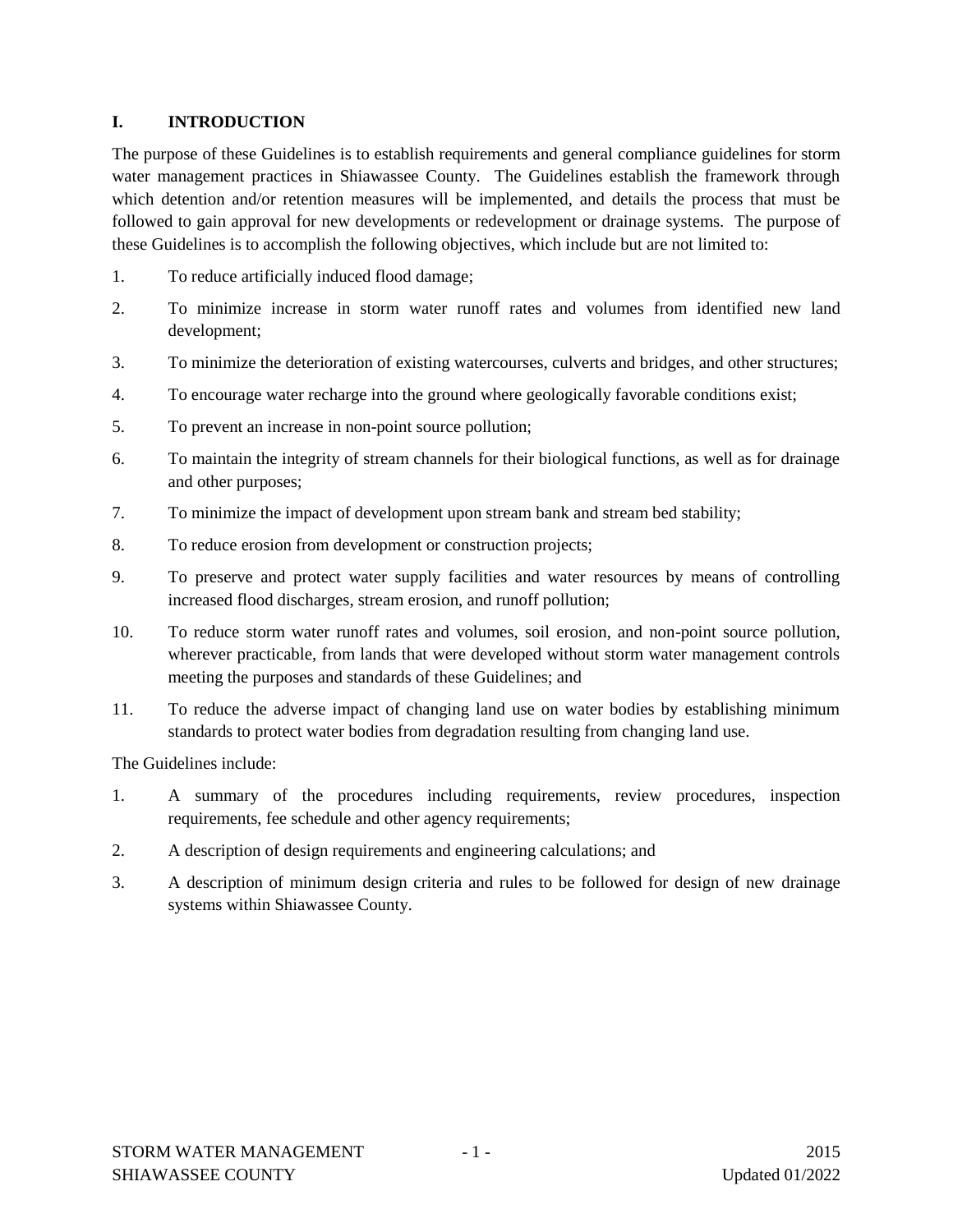# I. INTRODUCTION

The purpose of these Guidelines is to establish requirements and general compliance guidelines for storm water management practices in Shiawassee County. The Guidelines establish the framework through which detention and/or retention measures will be implemented, and details the process that must be followed to gain approval for new developments or redevelopment or drainage systems. The purpose of these Guidelines is to accomplish the following objectives, which include but are not limited to:

1. To reduce artificially induced flood damage;
2. To minimize increase in storm water runoff rates and volumes from identified new land development;
3. To minimize the deterioration of existing watercourses, culverts and bridges, and other structures;
4. To encourage water recharge into the ground where geologically favorable conditions exist;
5. To prevent an increase in non-point source pollution;
6. To maintain the integrity of stream channels for their biological functions, as well as for drainage and other purposes;
7. To minimize the impact of development upon stream bank and stream bed stability;
8. To reduce erosion from development or construction projects;
9. To preserve and protect water supply facilities and water resources by means of controlling increased flood discharges, stream erosion, and runoff pollution;
10. To reduce storm water runoff rates and volumes, soil erosion, and non-point source pollution, wherever practicable, from lands that were developed without storm water management controls meeting the purposes and standards of these Guidelines; and
11. To reduce the adverse impact of changing land use on water bodies by establishing minimum standards to protect water bodies from degradation resulting from changing land use.

The Guidelines include:

1. A summary of the procedures including requirements, review procedures, inspection requirements, fee schedule and other agency requirements;
2. A description of design requirements and engineering calculations; and
3. A description of minimum design criteria and rules to be followed for design of new drainage systems within Shiawassee County.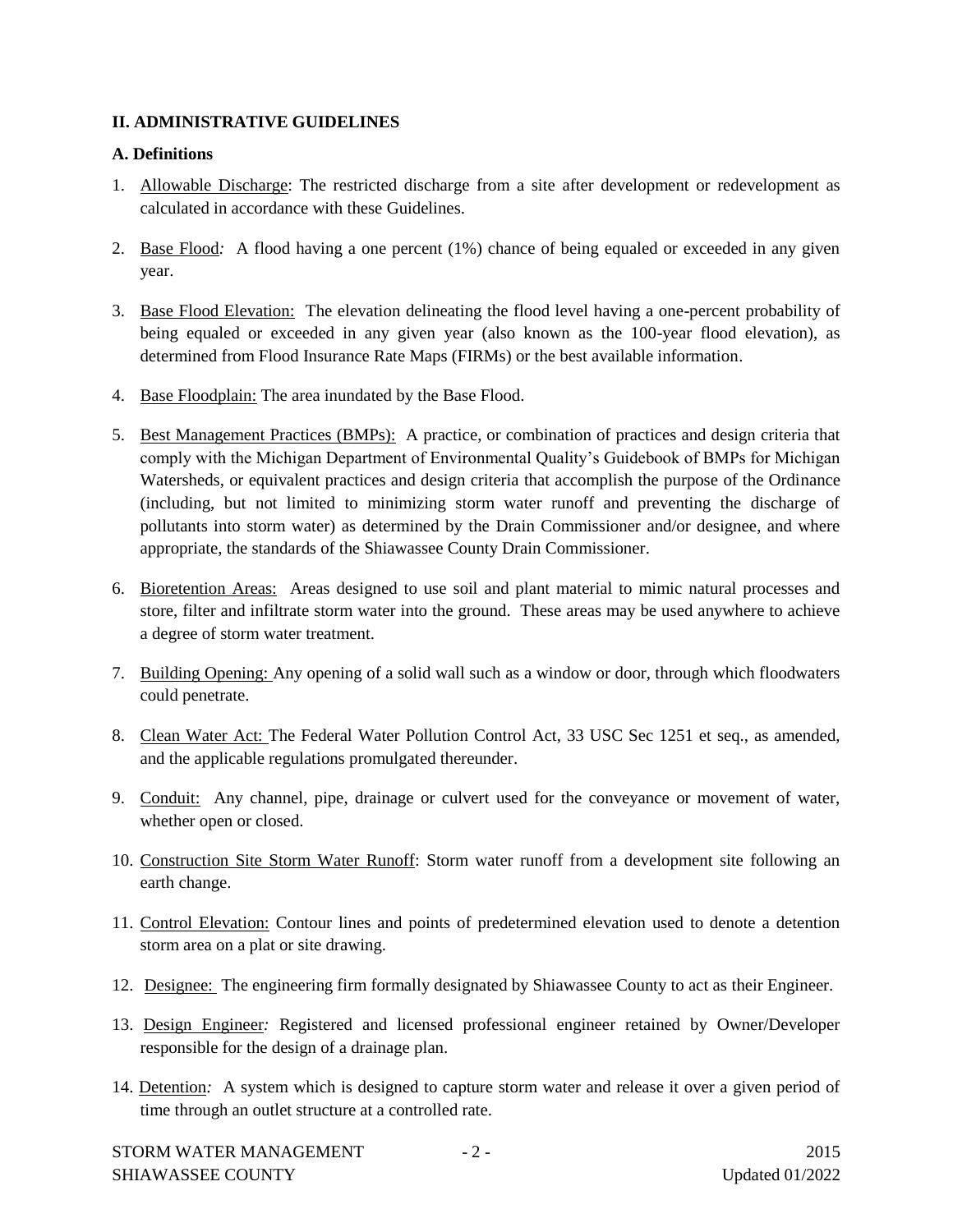## II. ADMINISTRATIVE GUIDELINES

### A. Definitions

1. Allowable Discharge: The restricted discharge from a site after development or redevelopment as calculated in accordance with these Guidelines.

2. Base Flood*:* A flood having a one percent (1%) chance of being equaled or exceeded in any given year.

3. Base Flood Elevation: The elevation delineating the flood level having a one-percent probability of being equaled or exceeded in any given year (also known as the 100-year flood elevation), as determined from Flood Insurance Rate Maps (FIRMs) or the best available information.

4. Base Floodplain: The area inundated by the Base Flood.

5. Best Management Practices (BMPs): A practice, or combination of practices and design criteria that comply with the Michigan Department of Environmental Quality's Guidebook of BMPs for Michigan Watersheds, or equivalent practices and design criteria that accomplish the purpose of the Ordinance (including, but not limited to minimizing storm water runoff and preventing the discharge of pollutants into storm water) as determined by the Drain Commissioner and/or designee, and where appropriate, the standards of the Shiawassee County Drain Commissioner.

6. Bioretention Areas: Areas designed to use soil and plant material to mimic natural processes and store, filter and infiltrate storm water into the ground. These areas may be used anywhere to achieve a degree of storm water treatment.

7. Building Opening: Any opening of a solid wall such as a window or door, through which floodwaters could penetrate.

8. Clean Water Act: The Federal Water Pollution Control Act, 33 USC Sec 1251 et seq., as amended, and the applicable regulations promulgated thereunder.

9. Conduit: Any channel, pipe, drainage or culvert used for the conveyance or movement of water, whether open or closed.

10. Construction Site Storm Water Runoff: Storm water runoff from a development site following an earth change.

11. Control Elevation: Contour lines and points of predetermined elevation used to denote a detention storm area on a plat or site drawing.

12. Designee: The engineering firm formally designated by Shiawassee County to act as their Engineer.

13. Design Engineer*:* Registered and licensed professional engineer retained by Owner/Developer responsible for the design of a drainage plan.

14. Detention*:* A system which is designed to capture storm water and release it over a given period of time through an outlet structure at a controlled rate.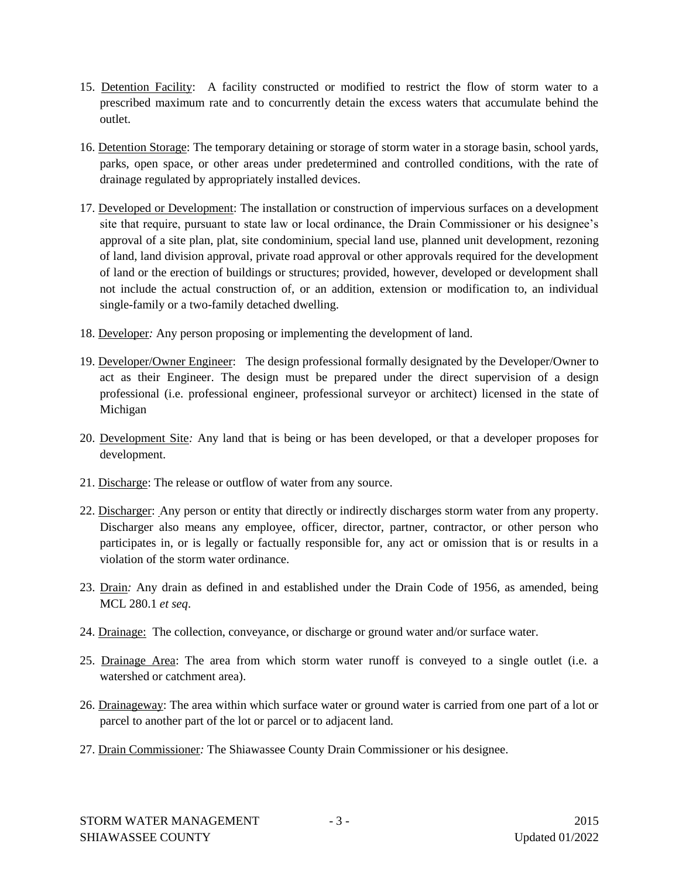15. Detention Facility: A facility constructed or modified to restrict the flow of storm water to a prescribed maximum rate and to concurrently detain the excess waters that accumulate behind the outlet.

16. Detention Storage: The temporary detaining or storage of storm water in a storage basin, school yards, parks, open space, or other areas under predetermined and controlled conditions, with the rate of drainage regulated by appropriately installed devices.

17. Developed or Development: The installation or construction of impervious surfaces on a development site that require, pursuant to state law or local ordinance, the Drain Commissioner or his designee's approval of a site plan, plat, site condominium, special land use, planned unit development, rezoning of land, land division approval, private road approval or other approvals required for the development of land or the erection of buildings or structures; provided, however, developed or development shall not include the actual construction of, or an addition, extension or modification to, an individual single-family or a two-family detached dwelling.

18. Developer*:* Any person proposing or implementing the development of land.

19. Developer/Owner Engineer: The design professional formally designated by the Developer/Owner to act as their Engineer. The design must be prepared under the direct supervision of a design professional (i.e. professional engineer, professional surveyor or architect) licensed in the state of Michigan

20. Development Site*:* Any land that is being or has been developed, or that a developer proposes for development.

21. Discharge: The release or outflow of water from any source.

22. Discharger: Any person or entity that directly or indirectly discharges storm water from any property. Discharger also means any employee, officer, director, partner, contractor, or other person who participates in, or is legally or factually responsible for, any act or omission that is or results in a violation of the storm water ordinance.

23. Drain*:* Any drain as defined in and established under the Drain Code of 1956, as amended, being MCL 280.1 *et seq*.

24. Drainage: The collection, conveyance, or discharge or ground water and/or surface water.

25. Drainage Area: The area from which storm water runoff is conveyed to a single outlet (i.e. a watershed or catchment area).

26. Drainageway: The area within which surface water or ground water is carried from one part of a lot or parcel to another part of the lot or parcel or to adjacent land.

27. Drain Commissioner*:* The Shiawassee County Drain Commissioner or his designee.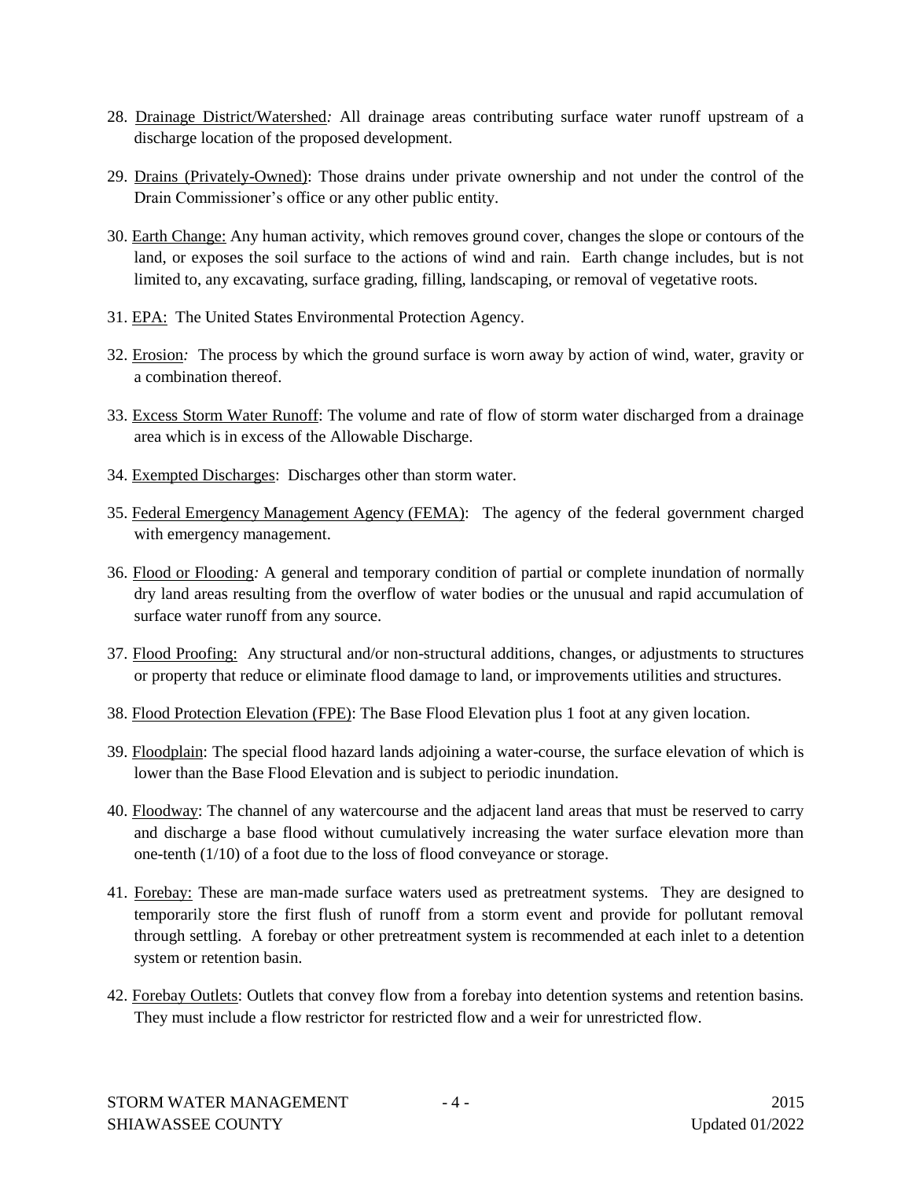28. Drainage District/Watershed: All drainage areas contributing surface water runoff upstream of a discharge location of the proposed development.

29. Drains (Privately-Owned): Those drains under private ownership and not under the control of the Drain Commissioner's office or any other public entity.

30. Earth Change: Any human activity, which removes ground cover, changes the slope or contours of the land, or exposes the soil surface to the actions of wind and rain. Earth change includes, but is not limited to, any excavating, surface grading, filling, landscaping, or removal of vegetative roots.

31. EPA: The United States Environmental Protection Agency.

32. Erosion: The process by which the ground surface is worn away by action of wind, water, gravity or a combination thereof.

33. Excess Storm Water Runoff: The volume and rate of flow of storm water discharged from a drainage area which is in excess of the Allowable Discharge.

34. Exempted Discharges: Discharges other than storm water.

35. Federal Emergency Management Agency (FEMA): The agency of the federal government charged with emergency management.

36. Flood or Flooding: A general and temporary condition of partial or complete inundation of normally dry land areas resulting from the overflow of water bodies or the unusual and rapid accumulation of surface water runoff from any source.

37. Flood Proofing: Any structural and/or non-structural additions, changes, or adjustments to structures or property that reduce or eliminate flood damage to land, or improvements utilities and structures.

38. Flood Protection Elevation (FPE): The Base Flood Elevation plus 1 foot at any given location.

39. Floodplain: The special flood hazard lands adjoining a water-course, the surface elevation of which is lower than the Base Flood Elevation and is subject to periodic inundation.

40. Floodway: The channel of any watercourse and the adjacent land areas that must be reserved to carry and discharge a base flood without cumulatively increasing the water surface elevation more than one-tenth (1/10) of a foot due to the loss of flood conveyance or storage.

41. Forebay: These are man-made surface waters used as pretreatment systems. They are designed to temporarily store the first flush of runoff from a storm event and provide for pollutant removal through settling. A forebay or other pretreatment system is recommended at each inlet to a detention system or retention basin.

42. Forebay Outlets: Outlets that convey flow from a forebay into detention systems and retention basins. They must include a flow restrictor for restricted flow and a weir for unrestricted flow.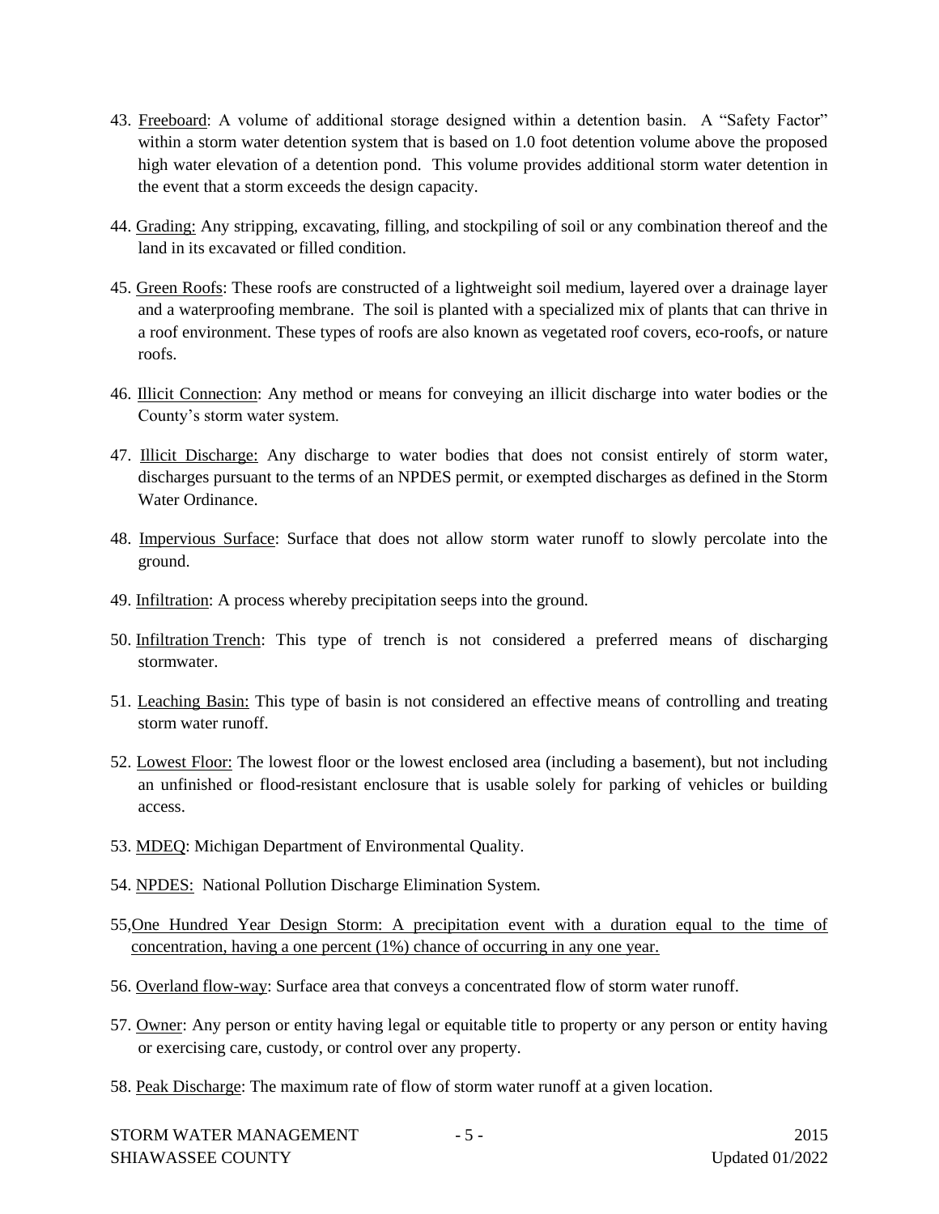43. Freeboard: A volume of additional storage designed within a detention basin. A "Safety Factor" within a storm water detention system that is based on 1.0 foot detention volume above the proposed high water elevation of a detention pond. This volume provides additional storm water detention in the event that a storm exceeds the design capacity.

44. Grading: Any stripping, excavating, filling, and stockpiling of soil or any combination thereof and the land in its excavated or filled condition.

45. Green Roofs: These roofs are constructed of a lightweight soil medium, layered over a drainage layer and a waterproofing membrane. The soil is planted with a specialized mix of plants that can thrive in a roof environment. These types of roofs are also known as vegetated roof covers, eco-roofs, or nature roofs.

46. Illicit Connection: Any method or means for conveying an illicit discharge into water bodies or the County's storm water system.

47. Illicit Discharge: Any discharge to water bodies that does not consist entirely of storm water, discharges pursuant to the terms of an NPDES permit, or exempted discharges as defined in the Storm Water Ordinance.

48. Impervious Surface: Surface that does not allow storm water runoff to slowly percolate into the ground.

49. Infiltration: A process whereby precipitation seeps into the ground.

50. Infiltration Trench: This type of trench is not considered a preferred means of discharging stormwater.

51. Leaching Basin: This type of basin is not considered an effective means of controlling and treating storm water runoff.

52. Lowest Floor: The lowest floor or the lowest enclosed area (including a basement), but not including an unfinished or flood-resistant enclosure that is usable solely for parking of vehicles or building access.

53. MDEQ: Michigan Department of Environmental Quality.

54. NPDES: National Pollution Discharge Elimination System.

55,One Hundred Year Design Storm: A precipitation event with a duration equal to the time of concentration, having a one percent (1%) chance of occurring in any one year.

56. Overland flow-way: Surface area that conveys a concentrated flow of storm water runoff.

57. Owner: Any person or entity having legal or equitable title to property or any person or entity having or exercising care, custody, or control over any property.

58. Peak Discharge: The maximum rate of flow of storm water runoff at a given location.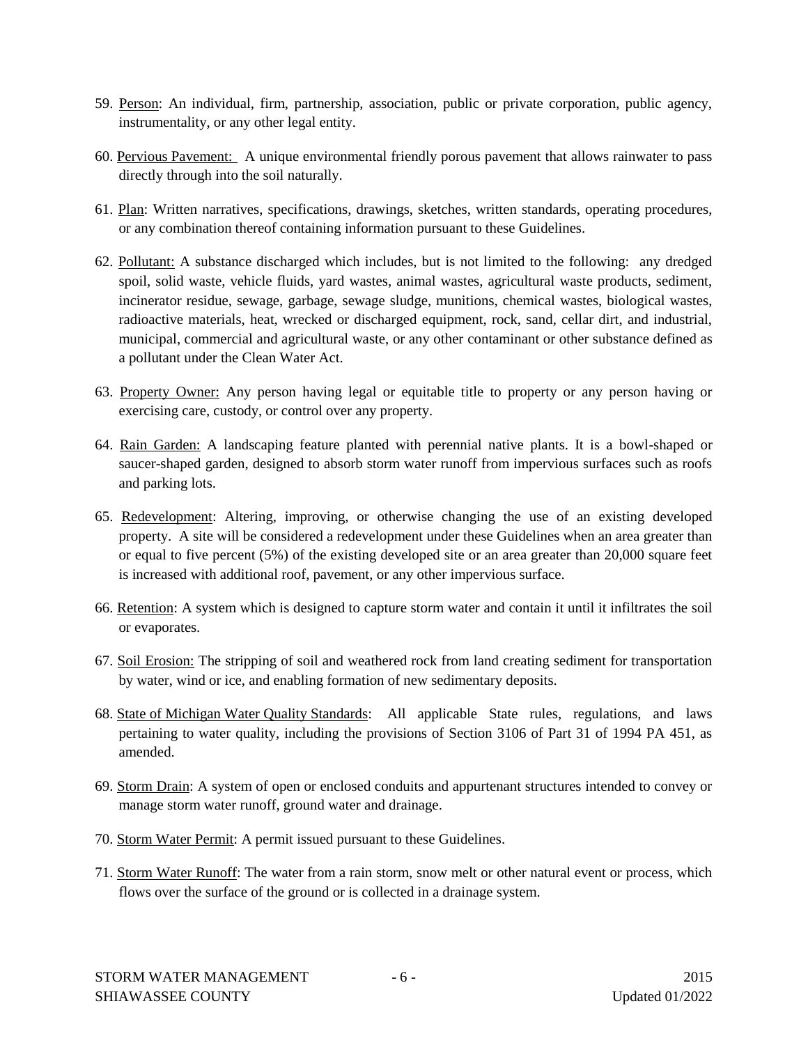59. Person: An individual, firm, partnership, association, public or private corporation, public agency, instrumentality, or any other legal entity.

60. Pervious Pavement: A unique environmental friendly porous pavement that allows rainwater to pass directly through into the soil naturally.

61. Plan: Written narratives, specifications, drawings, sketches, written standards, operating procedures, or any combination thereof containing information pursuant to these Guidelines.

62. Pollutant: A substance discharged which includes, but is not limited to the following: any dredged spoil, solid waste, vehicle fluids, yard wastes, animal wastes, agricultural waste products, sediment, incinerator residue, sewage, garbage, sewage sludge, munitions, chemical wastes, biological wastes, radioactive materials, heat, wrecked or discharged equipment, rock, sand, cellar dirt, and industrial, municipal, commercial and agricultural waste, or any other contaminant or other substance defined as a pollutant under the Clean Water Act.

63. Property Owner: Any person having legal or equitable title to property or any person having or exercising care, custody, or control over any property.

64. Rain Garden: A landscaping feature planted with perennial native plants. It is a bowl-shaped or saucer-shaped garden, designed to absorb storm water runoff from impervious surfaces such as roofs and parking lots.

65. Redevelopment: Altering, improving, or otherwise changing the use of an existing developed property. A site will be considered a redevelopment under these Guidelines when an area greater than or equal to five percent (5%) of the existing developed site or an area greater than 20,000 square feet is increased with additional roof, pavement, or any other impervious surface.

66. Retention: A system which is designed to capture storm water and contain it until it infiltrates the soil or evaporates.

67. Soil Erosion: The stripping of soil and weathered rock from land creating sediment for transportation by water, wind or ice, and enabling formation of new sedimentary deposits.

68. State of Michigan Water Quality Standards: All applicable State rules, regulations, and laws pertaining to water quality, including the provisions of Section 3106 of Part 31 of 1994 PA 451, as amended.

69. Storm Drain: A system of open or enclosed conduits and appurtenant structures intended to convey or manage storm water runoff, ground water and drainage.

70. Storm Water Permit: A permit issued pursuant to these Guidelines.

71. Storm Water Runoff: The water from a rain storm, snow melt or other natural event or process, which flows over the surface of the ground or is collected in a drainage system.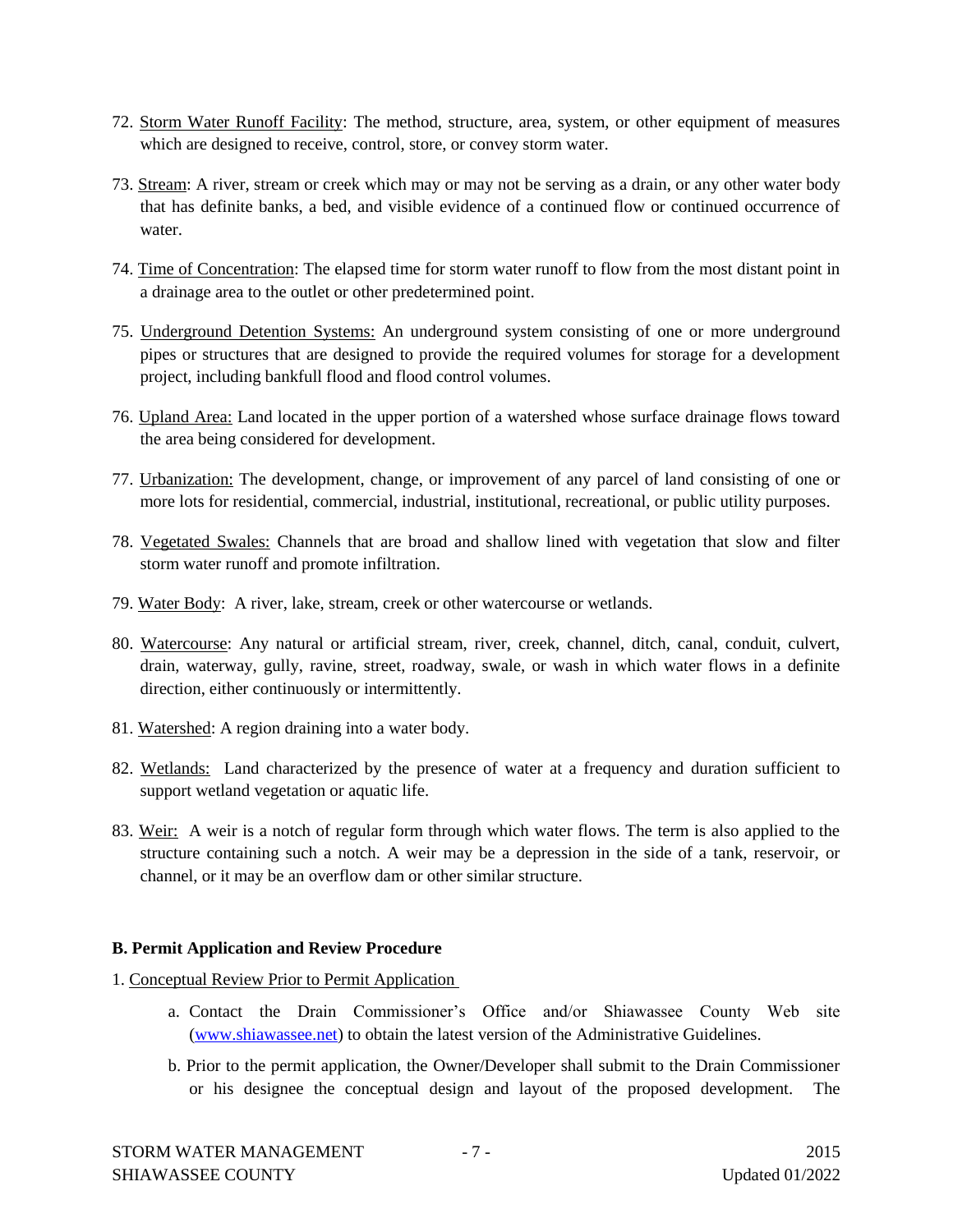72. Storm Water Runoff Facility: The method, structure, area, system, or other equipment of measures which are designed to receive, control, store, or convey storm water.

73. Stream: A river, stream or creek which may or may not be serving as a drain, or any other water body that has definite banks, a bed, and visible evidence of a continued flow or continued occurrence of water.

74. Time of Concentration: The elapsed time for storm water runoff to flow from the most distant point in a drainage area to the outlet or other predetermined point.

75. Underground Detention Systems: An underground system consisting of one or more underground pipes or structures that are designed to provide the required volumes for storage for a development project, including bankfull flood and flood control volumes.

76. Upland Area: Land located in the upper portion of a watershed whose surface drainage flows toward the area being considered for development.

77. Urbanization: The development, change, or improvement of any parcel of land consisting of one or more lots for residential, commercial, industrial, institutional, recreational, or public utility purposes.

78. Vegetated Swales: Channels that are broad and shallow lined with vegetation that slow and filter storm water runoff and promote infiltration.

79. Water Body: A river, lake, stream, creek or other watercourse or wetlands.

80. Watercourse: Any natural or artificial stream, river, creek, channel, ditch, canal, conduit, culvert, drain, waterway, gully, ravine, street, roadway, swale, or wash in which water flows in a definite direction, either continuously or intermittently.

81. Watershed: A region draining into a water body.

82. Wetlands: Land characterized by the presence of water at a frequency and duration sufficient to support wetland vegetation or aquatic life.

83. Weir: A weir is a notch of regular form through which water flows. The term is also applied to the structure containing such a notch. A weir may be a depression in the side of a tank, reservoir, or channel, or it may be an overflow dam or other similar structure.

**B. Permit Application and Review Procedure**

1. Conceptual Review Prior to Permit Application

   a. Contact the Drain Commissioner's Office and/or Shiawassee County Web site (www.shiawassee.net) to obtain the latest version of the Administrative Guidelines.

   b. Prior to the permit application, the Owner/Developer shall submit to the Drain Commissioner or his designee the conceptual design and layout of the proposed development. The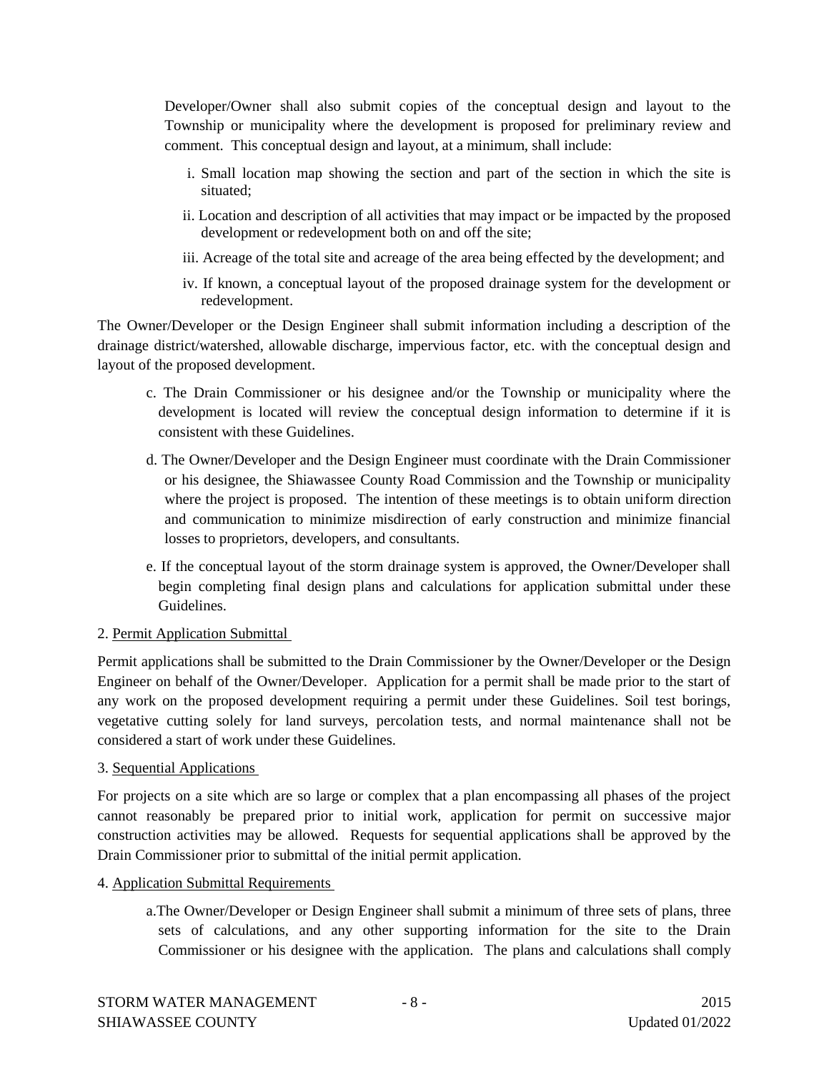Developer/Owner shall also submit copies of the conceptual design and layout to the Township or municipality where the development is proposed for preliminary review and comment. This conceptual design and layout, at a minimum, shall include:

i. Small location map showing the section and part of the section in which the site is situated;

ii. Location and description of all activities that may impact or be impacted by the proposed development or redevelopment both on and off the site;

iii. Acreage of the total site and acreage of the area being effected by the development; and

iv. If known, a conceptual layout of the proposed drainage system for the development or redevelopment.

The Owner/Developer or the Design Engineer shall submit information including a description of the drainage district/watershed, allowable discharge, impervious factor, etc. with the conceptual design and layout of the proposed development.

c. The Drain Commissioner or his designee and/or the Township or municipality where the development is located will review the conceptual design information to determine if it is consistent with these Guidelines.

d. The Owner/Developer and the Design Engineer must coordinate with the Drain Commissioner or his designee, the Shiawassee County Road Commission and the Township or municipality where the project is proposed. The intention of these meetings is to obtain uniform direction and communication to minimize misdirection of early construction and minimize financial losses to proprietors, developers, and consultants.

e. If the conceptual layout of the storm drainage system is approved, the Owner/Developer shall begin completing final design plans and calculations for application submittal under these Guidelines.

2. <u>Permit Application Submittal</u>

Permit applications shall be submitted to the Drain Commissioner by the Owner/Developer or the Design Engineer on behalf of the Owner/Developer. Application for a permit shall be made prior to the start of any work on the proposed development requiring a permit under these Guidelines. Soil test borings, vegetative cutting solely for land surveys, percolation tests, and normal maintenance shall not be considered a start of work under these Guidelines.

3. <u>Sequential Applications</u>

For projects on a site which are so large or complex that a plan encompassing all phases of the project cannot reasonably be prepared prior to initial work, application for permit on successive major construction activities may be allowed. Requests for sequential applications shall be approved by the Drain Commissioner prior to submittal of the initial permit application.

4. <u>Application Submittal Requirements</u>

a. The Owner/Developer or Design Engineer shall submit a minimum of three sets of plans, three sets of calculations, and any other supporting information for the site to the Drain Commissioner or his designee with the application. The plans and calculations shall comply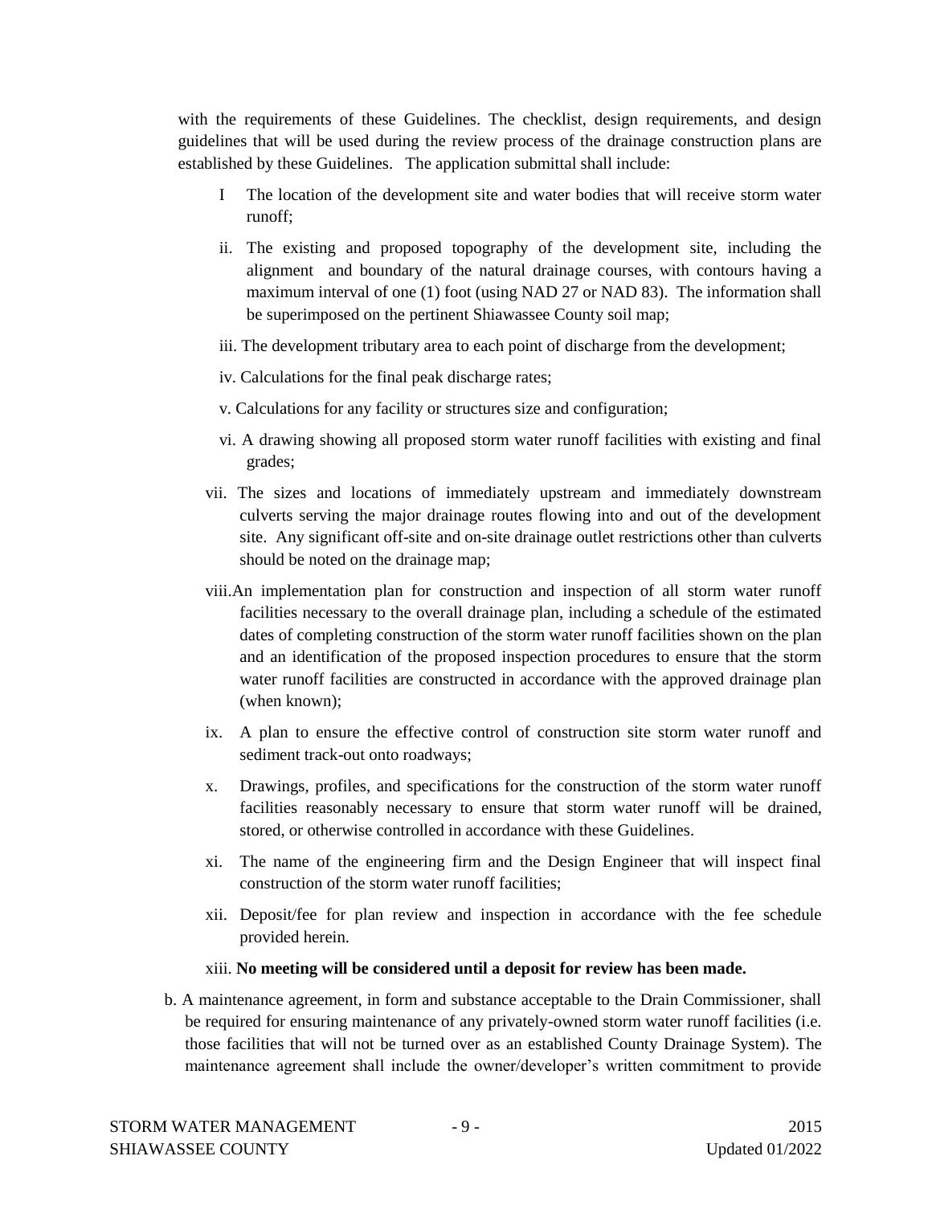with the requirements of these Guidelines. The checklist, design requirements, and design guidelines that will be used during the review process of the drainage construction plans are established by these Guidelines. The application submittal shall include:

I The location of the development site and water bodies that will receive storm water runoff;

ii. The existing and proposed topography of the development site, including the alignment and boundary of the natural drainage courses, with contours having a maximum interval of one (1) foot (using NAD 27 or NAD 83). The information shall be superimposed on the pertinent Shiawassee County soil map;

iii. The development tributary area to each point of discharge from the development;

iv. Calculations for the final peak discharge rates;

v. Calculations for any facility or structures size and configuration;

vi. A drawing showing all proposed storm water runoff facilities with existing and final grades;

vii. The sizes and locations of immediately upstream and immediately downstream culverts serving the major drainage routes flowing into and out of the development site. Any significant off-site and on-site drainage outlet restrictions other than culverts should be noted on the drainage map;

viii.An implementation plan for construction and inspection of all storm water runoff facilities necessary to the overall drainage plan, including a schedule of the estimated dates of completing construction of the storm water runoff facilities shown on the plan and an identification of the proposed inspection procedures to ensure that the storm water runoff facilities are constructed in accordance with the approved drainage plan (when known);

ix. A plan to ensure the effective control of construction site storm water runoff and sediment track-out onto roadways;

x. Drawings, profiles, and specifications for the construction of the storm water runoff facilities reasonably necessary to ensure that storm water runoff will be drained, stored, or otherwise controlled in accordance with these Guidelines.

xi. The name of the engineering firm and the Design Engineer that will inspect final construction of the storm water runoff facilities;

xii. Deposit/fee for plan review and inspection in accordance with the fee schedule provided herein.

xiii. **No meeting will be considered until a deposit for review has been made.**

b. A maintenance agreement, in form and substance acceptable to the Drain Commissioner, shall be required for ensuring maintenance of any privately-owned storm water runoff facilities (i.e. those facilities that will not be turned over as an established County Drainage System). The maintenance agreement shall include the owner/developer's written commitment to provide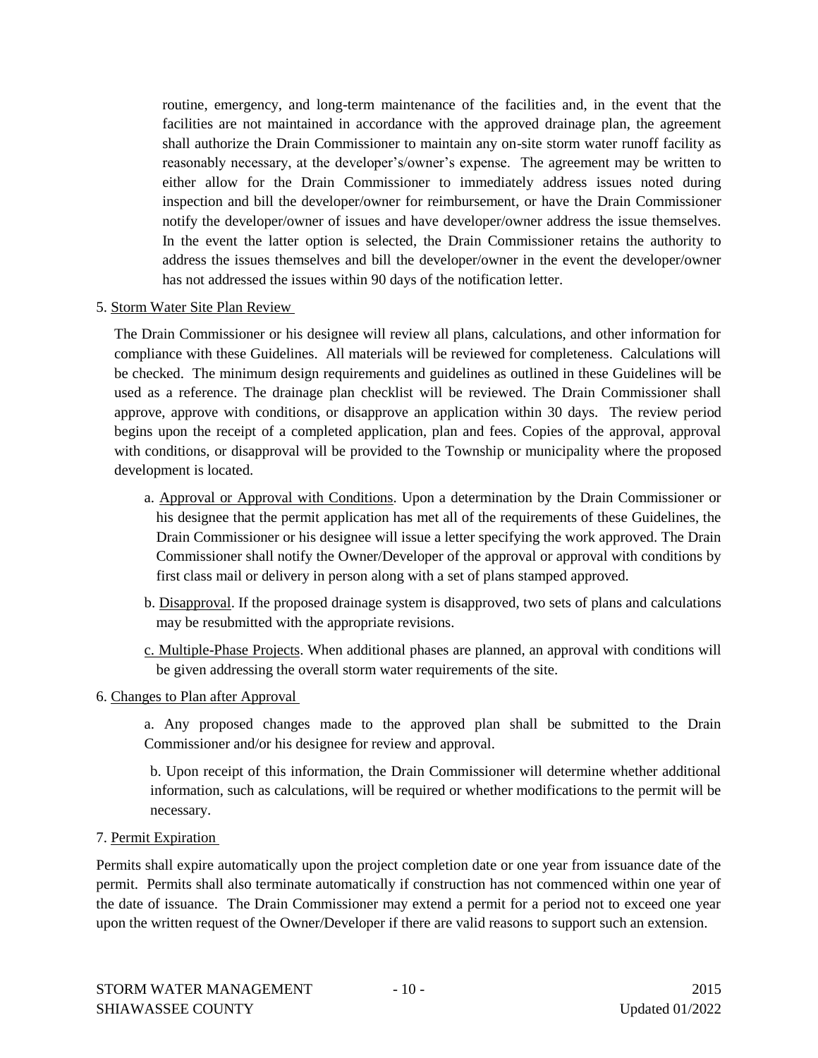routine, emergency, and long-term maintenance of the facilities and, in the event that the facilities are not maintained in accordance with the approved drainage plan, the agreement shall authorize the Drain Commissioner to maintain any on-site storm water runoff facility as reasonably necessary, at the developer's/owner's expense. The agreement may be written to either allow for the Drain Commissioner to immediately address issues noted during inspection and bill the developer/owner for reimbursement, or have the Drain Commissioner notify the developer/owner of issues and have developer/owner address the issue themselves. In the event the latter option is selected, the Drain Commissioner retains the authority to address the issues themselves and bill the developer/owner in the event the developer/owner has not addressed the issues within 90 days of the notification letter.

5. Storm Water Site Plan Review

The Drain Commissioner or his designee will review all plans, calculations, and other information for compliance with these Guidelines. All materials will be reviewed for completeness. Calculations will be checked. The minimum design requirements and guidelines as outlined in these Guidelines will be used as a reference. The drainage plan checklist will be reviewed. The Drain Commissioner shall approve, approve with conditions, or disapprove an application within 30 days. The review period begins upon the receipt of a completed application, plan and fees. Copies of the approval, approval with conditions, or disapproval will be provided to the Township or municipality where the proposed development is located.

a. Approval or Approval with Conditions. Upon a determination by the Drain Commissioner or his designee that the permit application has met all of the requirements of these Guidelines, the Drain Commissioner or his designee will issue a letter specifying the work approved. The Drain Commissioner shall notify the Owner/Developer of the approval or approval with conditions by first class mail or delivery in person along with a set of plans stamped approved.

b. Disapproval. If the proposed drainage system is disapproved, two sets of plans and calculations may be resubmitted with the appropriate revisions.

c. Multiple-Phase Projects. When additional phases are planned, an approval with conditions will be given addressing the overall storm water requirements of the site.

6. Changes to Plan after Approval

a. Any proposed changes made to the approved plan shall be submitted to the Drain Commissioner and/or his designee for review and approval.

b. Upon receipt of this information, the Drain Commissioner will determine whether additional information, such as calculations, will be required or whether modifications to the permit will be necessary.

7. Permit Expiration

Permits shall expire automatically upon the project completion date or one year from issuance date of the permit. Permits shall also terminate automatically if construction has not commenced within one year of the date of issuance. The Drain Commissioner may extend a permit for a period not to exceed one year upon the written request of the Owner/Developer if there are valid reasons to support such an extension.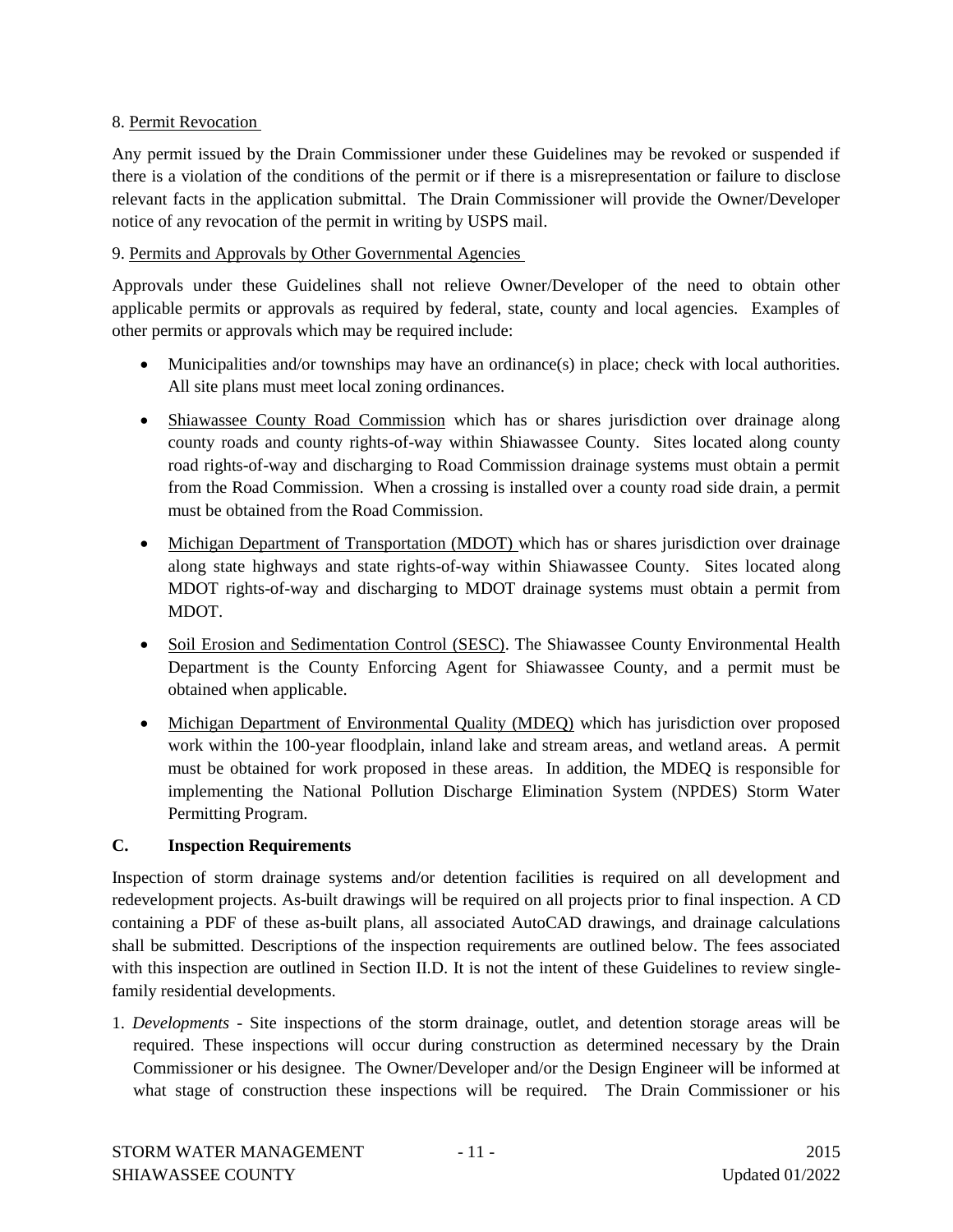8. Permit Revocation

Any permit issued by the Drain Commissioner under these Guidelines may be revoked or suspended if there is a violation of the conditions of the permit or if there is a misrepresentation or failure to disclose relevant facts in the application submittal. The Drain Commissioner will provide the Owner/Developer notice of any revocation of the permit in writing by USPS mail.

9. Permits and Approvals by Other Governmental Agencies

Approvals under these Guidelines shall not relieve Owner/Developer of the need to obtain other applicable permits or approvals as required by federal, state, county and local agencies. Examples of other permits or approvals which may be required include:

- Municipalities and/or townships may have an ordinance(s) in place; check with local authorities. All site plans must meet local zoning ordinances.
- Shiawassee County Road Commission which has or shares jurisdiction over drainage along county roads and county rights-of-way within Shiawassee County. Sites located along county road rights-of-way and discharging to Road Commission drainage systems must obtain a permit from the Road Commission. When a crossing is installed over a county road side drain, a permit must be obtained from the Road Commission.
- Michigan Department of Transportation (MDOT) which has or shares jurisdiction over drainage along state highways and state rights-of-way within Shiawassee County. Sites located along MDOT rights-of-way and discharging to MDOT drainage systems must obtain a permit from MDOT.
- Soil Erosion and Sedimentation Control (SESC). The Shiawassee County Environmental Health Department is the County Enforcing Agent for Shiawassee County, and a permit must be obtained when applicable.
- Michigan Department of Environmental Quality (MDEQ) which has jurisdiction over proposed work within the 100-year floodplain, inland lake and stream areas, and wetland areas. A permit must be obtained for work proposed in these areas. In addition, the MDEQ is responsible for implementing the National Pollution Discharge Elimination System (NPDES) Storm Water Permitting Program.

## C. Inspection Requirements

Inspection of storm drainage systems and/or detention facilities is required on all development and redevelopment projects. As-built drawings will be required on all projects prior to final inspection. A CD containing a PDF of these as-built plans, all associated AutoCAD drawings, and drainage calculations shall be submitted. Descriptions of the inspection requirements are outlined below. The fees associated with this inspection are outlined in Section II.D. It is not the intent of these Guidelines to review single-family residential developments.

1. *Developments* - Site inspections of the storm drainage, outlet, and detention storage areas will be required. These inspections will occur during construction as determined necessary by the Drain Commissioner or his designee. The Owner/Developer and/or the Design Engineer will be informed at what stage of construction these inspections will be required. The Drain Commissioner or his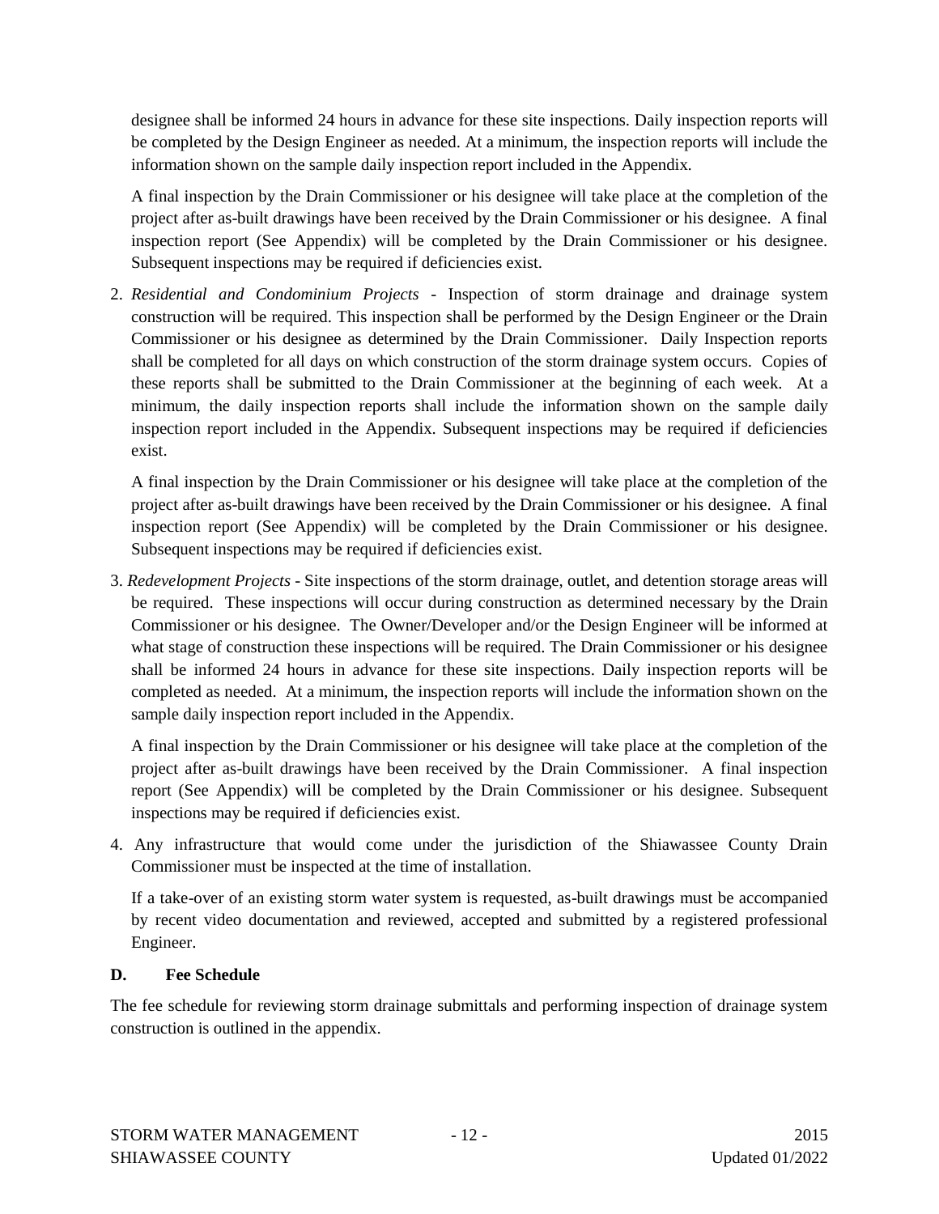designee shall be informed 24 hours in advance for these site inspections. Daily inspection reports will be completed by the Design Engineer as needed. At a minimum, the inspection reports will include the information shown on the sample daily inspection report included in the Appendix.

A final inspection by the Drain Commissioner or his designee will take place at the completion of the project after as-built drawings have been received by the Drain Commissioner or his designee. A final inspection report (See Appendix) will be completed by the Drain Commissioner or his designee. Subsequent inspections may be required if deficiencies exist.

2. *Residential and Condominium Projects* - Inspection of storm drainage and drainage system construction will be required. This inspection shall be performed by the Design Engineer or the Drain Commissioner or his designee as determined by the Drain Commissioner. Daily Inspection reports shall be completed for all days on which construction of the storm drainage system occurs. Copies of these reports shall be submitted to the Drain Commissioner at the beginning of each week. At a minimum, the daily inspection reports shall include the information shown on the sample daily inspection report included in the Appendix. Subsequent inspections may be required if deficiencies exist.

   A final inspection by the Drain Commissioner or his designee will take place at the completion of the project after as-built drawings have been received by the Drain Commissioner or his designee. A final inspection report (See Appendix) will be completed by the Drain Commissioner or his designee. Subsequent inspections may be required if deficiencies exist.

3. *Redevelopment Projects* - Site inspections of the storm drainage, outlet, and detention storage areas will be required. These inspections will occur during construction as determined necessary by the Drain Commissioner or his designee. The Owner/Developer and/or the Design Engineer will be informed at what stage of construction these inspections will be required. The Drain Commissioner or his designee shall be informed 24 hours in advance for these site inspections. Daily inspection reports will be completed as needed. At a minimum, the inspection reports will include the information shown on the sample daily inspection report included in the Appendix.

   A final inspection by the Drain Commissioner or his designee will take place at the completion of the project after as-built drawings have been received by the Drain Commissioner. A final inspection report (See Appendix) will be completed by the Drain Commissioner or his designee. Subsequent inspections may be required if deficiencies exist.

4. Any infrastructure that would come under the jurisdiction of the Shiawassee County Drain Commissioner must be inspected at the time of installation.

   If a take-over of an existing storm water system is requested, as-built drawings must be accompanied by recent video documentation and reviewed, accepted and submitted by a registered professional Engineer.

### D. Fee Schedule

The fee schedule for reviewing storm drainage submittals and performing inspection of drainage system construction is outlined in the appendix.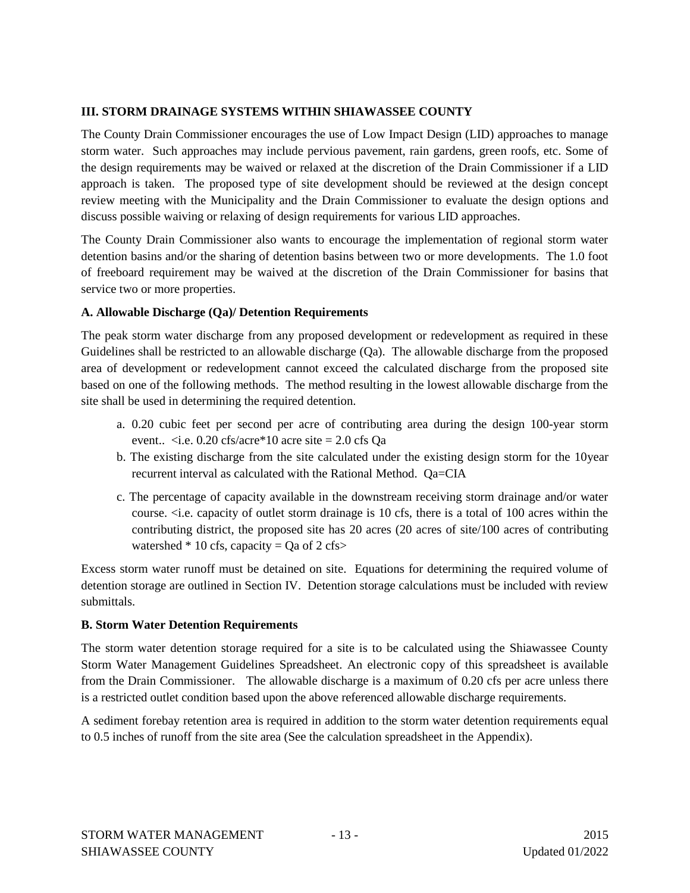### III. STORM DRAINAGE SYSTEMS WITHIN SHIAWASSEE COUNTY

The County Drain Commissioner encourages the use of Low Impact Design (LID) approaches to manage storm water. Such approaches may include pervious pavement, rain gardens, green roofs, etc. Some of the design requirements may be waived or relaxed at the discretion of the Drain Commissioner if a LID approach is taken. The proposed type of site development should be reviewed at the design concept review meeting with the Municipality and the Drain Commissioner to evaluate the design options and discuss possible waiving or relaxing of design requirements for various LID approaches.

The County Drain Commissioner also wants to encourage the implementation of regional storm water detention basins and/or the sharing of detention basins between two or more developments. The 1.0 foot of freeboard requirement may be waived at the discretion of the Drain Commissioner for basins that service two or more properties.

#### A. Allowable Discharge (Qa)/ Detention Requirements

The peak storm water discharge from any proposed development or redevelopment as required in these Guidelines shall be restricted to an allowable discharge (Qa). The allowable discharge from the proposed area of development or redevelopment cannot exceed the calculated discharge from the proposed site based on one of the following methods. The method resulting in the lowest allowable discharge from the site shall be used in determining the required detention.

a. 0.20 cubic feet per second per acre of contributing area during the design 100-year storm event.. <i.e. 0.20 cfs/acre*10 acre site = 2.0 cfs Qa

b. The existing discharge from the site calculated under the existing design storm for the 10year recurrent interval as calculated with the Rational Method. Qa=CIA

c. The percentage of capacity available in the downstream receiving storm drainage and/or water course. <i.e. capacity of outlet storm drainage is 10 cfs, there is a total of 100 acres within the contributing district, the proposed site has 20 acres (20 acres of site/100 acres of contributing watershed * 10 cfs, capacity = Qa of 2 cfs>

Excess storm water runoff must be detained on site. Equations for determining the required volume of detention storage are outlined in Section IV. Detention storage calculations must be included with review submittals.

#### B. Storm Water Detention Requirements

The storm water detention storage required for a site is to be calculated using the Shiawassee County Storm Water Management Guidelines Spreadsheet. An electronic copy of this spreadsheet is available from the Drain Commissioner. The allowable discharge is a maximum of 0.20 cfs per acre unless there is a restricted outlet condition based upon the above referenced allowable discharge requirements.

A sediment forebay retention area is required in addition to the storm water detention requirements equal to 0.5 inches of runoff from the site area (See the calculation spreadsheet in the Appendix).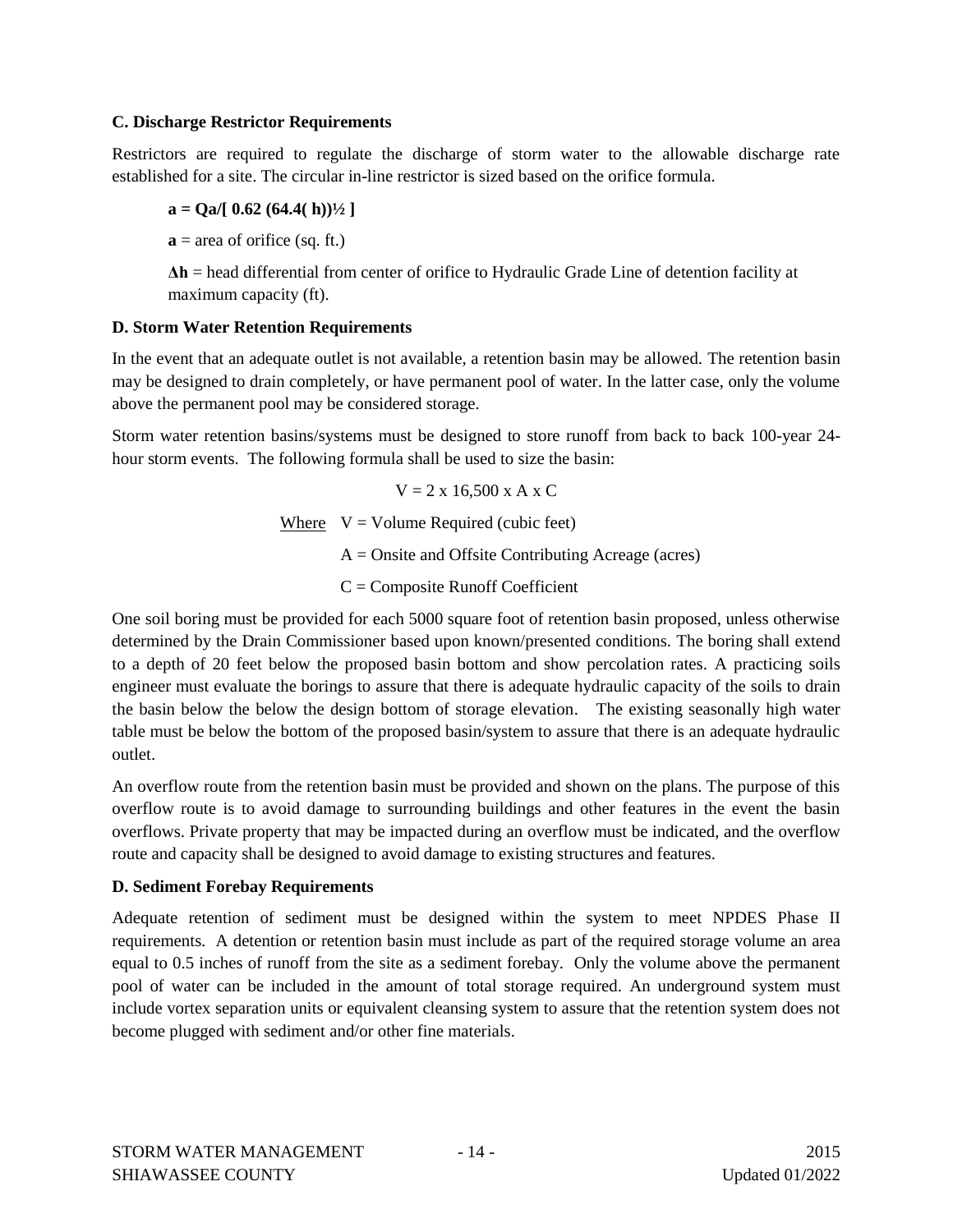**C. Discharge Restrictor Requirements**

Restrictors are required to regulate the discharge of storm water to the allowable discharge rate established for a site. The circular in-line restrictor is sized based on the orifice formula.

$$\mathbf{a = Qa/[\ 0.62\ (64.4(\ h))^{1/2}\ ]}$$

**a** = area of orifice (sq. ft.)

**Δh** = head differential from center of orifice to Hydraulic Grade Line of detention facility at maximum capacity (ft).

**D. Storm Water Retention Requirements**

In the event that an adequate outlet is not available, a retention basin may be allowed. The retention basin may be designed to drain completely, or have permanent pool of water. In the latter case, only the volume above the permanent pool may be considered storage.

Storm water retention basins/systems must be designed to store runoff from back to back 100-year 24-hour storm events. The following formula shall be used to size the basin:

$$V = 2 \times 16{,}500 \times A \times C$$

Where V = Volume Required (cubic feet)

A = Onsite and Offsite Contributing Acreage (acres)

C = Composite Runoff Coefficient

One soil boring must be provided for each 5000 square foot of retention basin proposed, unless otherwise determined by the Drain Commissioner based upon known/presented conditions. The boring shall extend to a depth of 20 feet below the proposed basin bottom and show percolation rates. A practicing soils engineer must evaluate the borings to assure that there is adequate hydraulic capacity of the soils to drain the basin below the below the design bottom of storage elevation. The existing seasonally high water table must be below the bottom of the proposed basin/system to assure that there is an adequate hydraulic outlet.

An overflow route from the retention basin must be provided and shown on the plans. The purpose of this overflow route is to avoid damage to surrounding buildings and other features in the event the basin overflows. Private property that may be impacted during an overflow must be indicated, and the overflow route and capacity shall be designed to avoid damage to existing structures and features.

**D. Sediment Forebay Requirements**

Adequate retention of sediment must be designed within the system to meet NPDES Phase II requirements. A detention or retention basin must include as part of the required storage volume an area equal to 0.5 inches of runoff from the site as a sediment forebay. Only the volume above the permanent pool of water can be included in the amount of total storage required. An underground system must include vortex separation units or equivalent cleansing system to assure that the retention system does not become plugged with sediment and/or other fine materials.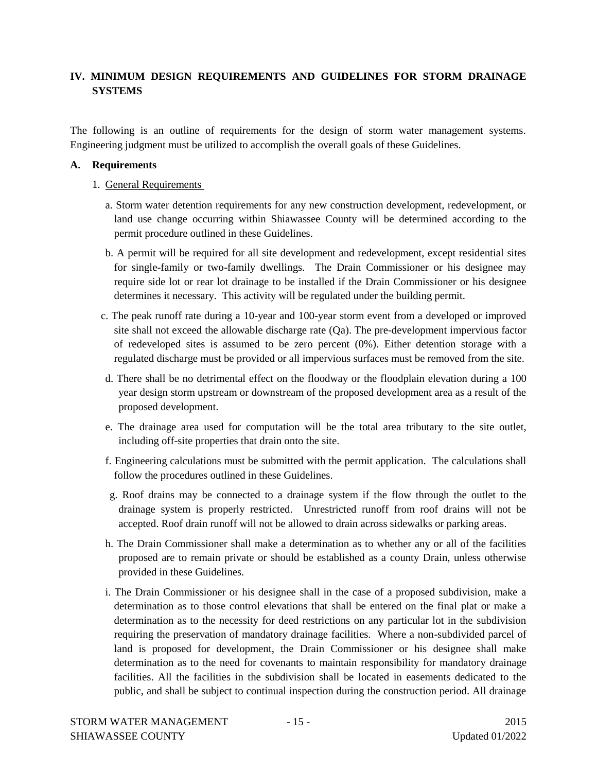## IV. MINIMUM DESIGN REQUIREMENTS AND GUIDELINES FOR STORM DRAINAGE SYSTEMS

The following is an outline of requirements for the design of storm water management systems. Engineering judgment must be utilized to accomplish the overall goals of these Guidelines.

### A. Requirements

1. General Requirements

   a. Storm water detention requirements for any new construction development, redevelopment, or land use change occurring within Shiawassee County will be determined according to the permit procedure outlined in these Guidelines.

   b. A permit will be required for all site development and redevelopment, except residential sites for single-family or two-family dwellings. The Drain Commissioner or his designee may require side lot or rear lot drainage to be installed if the Drain Commissioner or his designee determines it necessary. This activity will be regulated under the building permit.

   c. The peak runoff rate during a 10-year and 100-year storm event from a developed or improved site shall not exceed the allowable discharge rate (Qa). The pre-development impervious factor of redeveloped sites is assumed to be zero percent (0%). Either detention storage with a regulated discharge must be provided or all impervious surfaces must be removed from the site.

   d. There shall be no detrimental effect on the floodway or the floodplain elevation during a 100 year design storm upstream or downstream of the proposed development area as a result of the proposed development.

   e. The drainage area used for computation will be the total area tributary to the site outlet, including off-site properties that drain onto the site.

   f. Engineering calculations must be submitted with the permit application. The calculations shall follow the procedures outlined in these Guidelines.

   g. Roof drains may be connected to a drainage system if the flow through the outlet to the drainage system is properly restricted. Unrestricted runoff from roof drains will not be accepted. Roof drain runoff will not be allowed to drain across sidewalks or parking areas.

   h. The Drain Commissioner shall make a determination as to whether any or all of the facilities proposed are to remain private or should be established as a county Drain, unless otherwise provided in these Guidelines.

   i. The Drain Commissioner or his designee shall in the case of a proposed subdivision, make a determination as to those control elevations that shall be entered on the final plat or make a determination as to the necessity for deed restrictions on any particular lot in the subdivision requiring the preservation of mandatory drainage facilities. Where a non-subdivided parcel of land is proposed for development, the Drain Commissioner or his designee shall make determination as to the need for covenants to maintain responsibility for mandatory drainage facilities. All the facilities in the subdivision shall be located in easements dedicated to the public, and shall be subject to continual inspection during the construction period. All drainage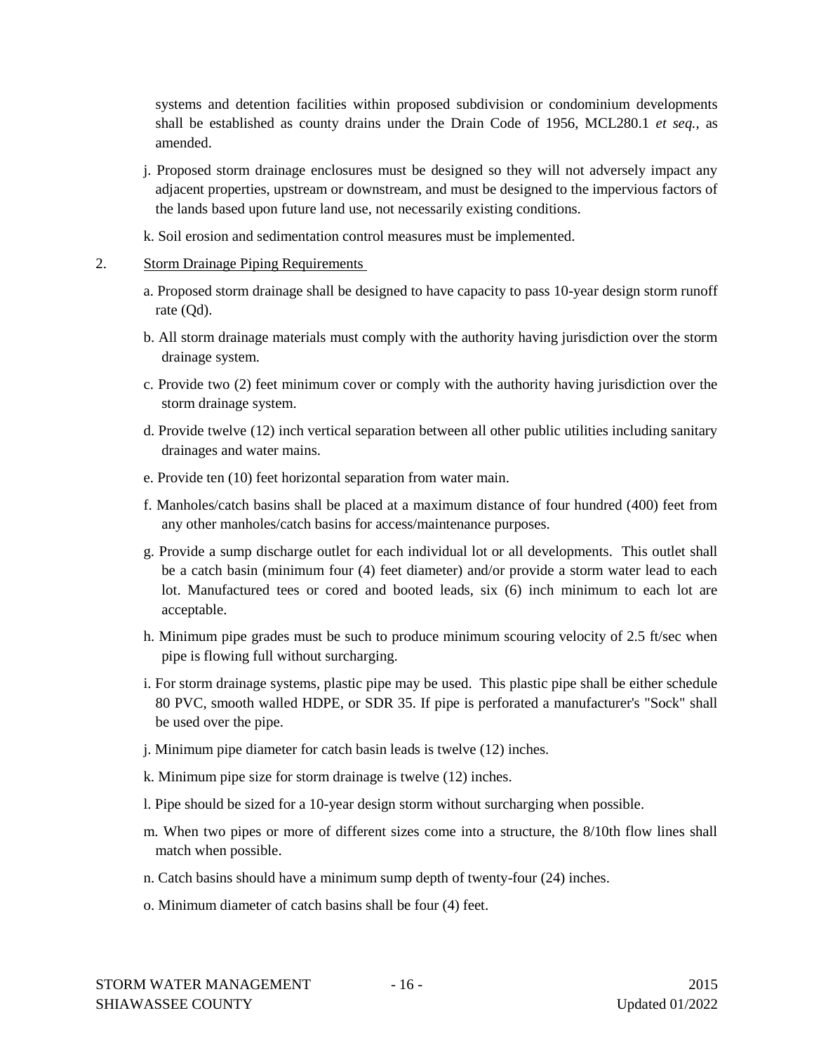systems and detention facilities within proposed subdivision or condominium developments shall be established as county drains under the Drain Code of 1956, MCL280.1 *et seq.*, as amended.

j. Proposed storm drainage enclosures must be designed so they will not adversely impact any adjacent properties, upstream or downstream, and must be designed to the impervious factors of the lands based upon future land use, not necessarily existing conditions.

k. Soil erosion and sedimentation control measures must be implemented.

2. <u>Storm Drainage Piping Requirements</u>

a. Proposed storm drainage shall be designed to have capacity to pass 10-year design storm runoff rate (Qd).

b. All storm drainage materials must comply with the authority having jurisdiction over the storm drainage system.

c. Provide two (2) feet minimum cover or comply with the authority having jurisdiction over the storm drainage system.

d. Provide twelve (12) inch vertical separation between all other public utilities including sanitary drainages and water mains.

e. Provide ten (10) feet horizontal separation from water main.

f. Manholes/catch basins shall be placed at a maximum distance of four hundred (400) feet from any other manholes/catch basins for access/maintenance purposes.

g. Provide a sump discharge outlet for each individual lot or all developments. This outlet shall be a catch basin (minimum four (4) feet diameter) and/or provide a storm water lead to each lot. Manufactured tees or cored and booted leads, six (6) inch minimum to each lot are acceptable.

h. Minimum pipe grades must be such to produce minimum scouring velocity of 2.5 ft/sec when pipe is flowing full without surcharging.

i. For storm drainage systems, plastic pipe may be used. This plastic pipe shall be either schedule 80 PVC, smooth walled HDPE, or SDR 35. If pipe is perforated a manufacturer's "Sock" shall be used over the pipe.

j. Minimum pipe diameter for catch basin leads is twelve (12) inches.

k. Minimum pipe size for storm drainage is twelve (12) inches.

l. Pipe should be sized for a 10-year design storm without surcharging when possible.

m. When two pipes or more of different sizes come into a structure, the 8/10th flow lines shall match when possible.

n. Catch basins should have a minimum sump depth of twenty-four (24) inches.

o. Minimum diameter of catch basins shall be four (4) feet.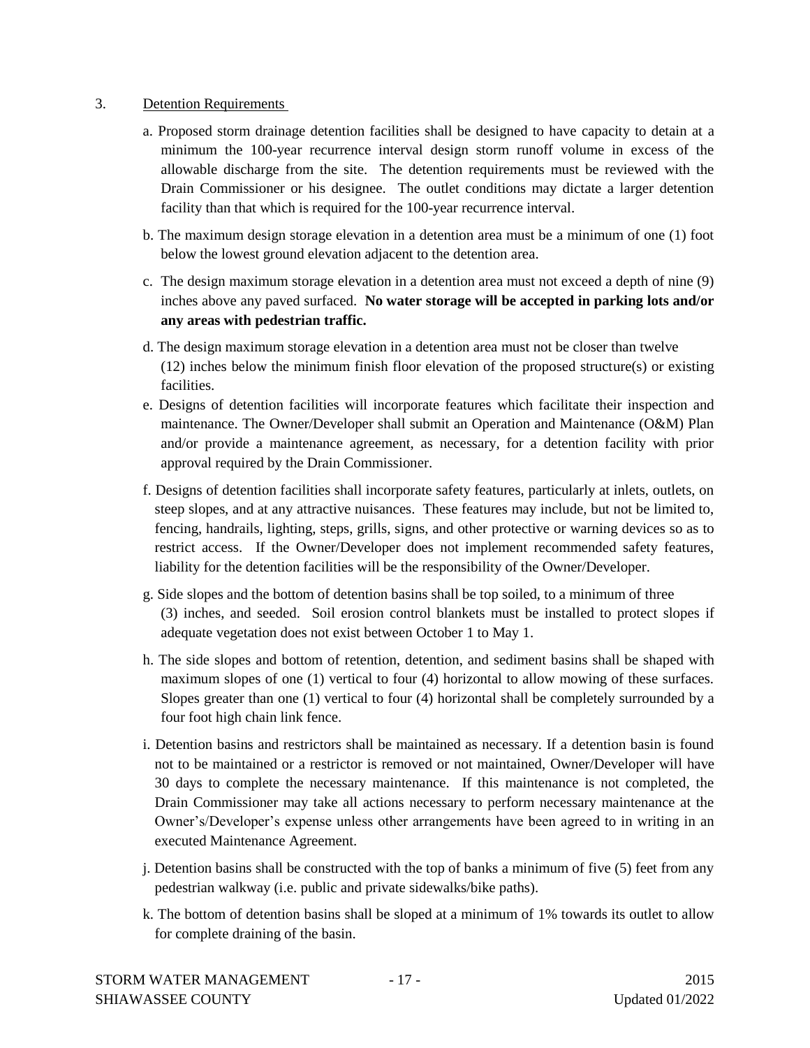3. Detention Requirements

a. Proposed storm drainage detention facilities shall be designed to have capacity to detain at a minimum the 100-year recurrence interval design storm runoff volume in excess of the allowable discharge from the site. The detention requirements must be reviewed with the Drain Commissioner or his designee. The outlet conditions may dictate a larger detention facility than that which is required for the 100-year recurrence interval.

b. The maximum design storage elevation in a detention area must be a minimum of one (1) foot below the lowest ground elevation adjacent to the detention area.

c. The design maximum storage elevation in a detention area must not exceed a depth of nine (9) inches above any paved surfaced. **No water storage will be accepted in parking lots and/or any areas with pedestrian traffic.**

d. The design maximum storage elevation in a detention area must not be closer than twelve (12) inches below the minimum finish floor elevation of the proposed structure(s) or existing facilities.

e. Designs of detention facilities will incorporate features which facilitate their inspection and maintenance. The Owner/Developer shall submit an Operation and Maintenance (O&M) Plan and/or provide a maintenance agreement, as necessary, for a detention facility with prior approval required by the Drain Commissioner.

f. Designs of detention facilities shall incorporate safety features, particularly at inlets, outlets, on steep slopes, and at any attractive nuisances. These features may include, but not be limited to, fencing, handrails, lighting, steps, grills, signs, and other protective or warning devices so as to restrict access. If the Owner/Developer does not implement recommended safety features, liability for the detention facilities will be the responsibility of the Owner/Developer.

g. Side slopes and the bottom of detention basins shall be top soiled, to a minimum of three (3) inches, and seeded. Soil erosion control blankets must be installed to protect slopes if adequate vegetation does not exist between October 1 to May 1.

h. The side slopes and bottom of retention, detention, and sediment basins shall be shaped with maximum slopes of one (1) vertical to four (4) horizontal to allow mowing of these surfaces. Slopes greater than one (1) vertical to four (4) horizontal shall be completely surrounded by a four foot high chain link fence.

i. Detention basins and restrictors shall be maintained as necessary. If a detention basin is found not to be maintained or a restrictor is removed or not maintained, Owner/Developer will have 30 days to complete the necessary maintenance. If this maintenance is not completed, the Drain Commissioner may take all actions necessary to perform necessary maintenance at the Owner's/Developer's expense unless other arrangements have been agreed to in writing in an executed Maintenance Agreement.

j. Detention basins shall be constructed with the top of banks a minimum of five (5) feet from any pedestrian walkway (i.e. public and private sidewalks/bike paths).

k. The bottom of detention basins shall be sloped at a minimum of 1% towards its outlet to allow for complete draining of the basin.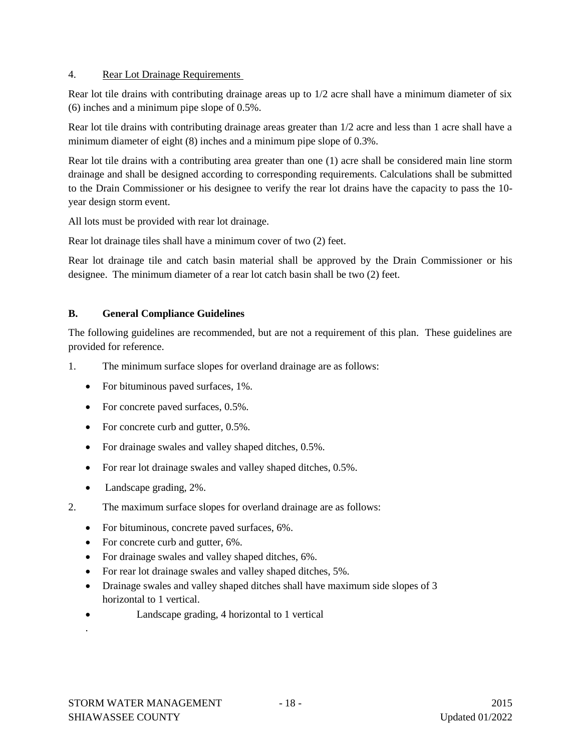4. Rear Lot Drainage Requirements

Rear lot tile drains with contributing drainage areas up to 1/2 acre shall have a minimum diameter of six (6) inches and a minimum pipe slope of 0.5%.

Rear lot tile drains with contributing drainage areas greater than 1/2 acre and less than 1 acre shall have a minimum diameter of eight (8) inches and a minimum pipe slope of 0.3%.

Rear lot tile drains with a contributing area greater than one (1) acre shall be considered main line storm drainage and shall be designed according to corresponding requirements. Calculations shall be submitted to the Drain Commissioner or his designee to verify the rear lot drains have the capacity to pass the 10-year design storm event.

All lots must be provided with rear lot drainage.

Rear lot drainage tiles shall have a minimum cover of two (2) feet.

Rear lot drainage tile and catch basin material shall be approved by the Drain Commissioner or his designee. The minimum diameter of a rear lot catch basin shall be two (2) feet.

## B. General Compliance Guidelines

The following guidelines are recommended, but are not a requirement of this plan. These guidelines are provided for reference.

1. The minimum surface slopes for overland drainage are as follows:
   - For bituminous paved surfaces, 1%.
   - For concrete paved surfaces, 0.5%.
   - For concrete curb and gutter, 0.5%.
   - For drainage swales and valley shaped ditches, 0.5%.
   - For rear lot drainage swales and valley shaped ditches, 0.5%.
   - Landscape grading, 2%.
2. The maximum surface slopes for overland drainage are as follows:
   - For bituminous, concrete paved surfaces, 6%.
   - For concrete curb and gutter, 6%.
   - For drainage swales and valley shaped ditches, 6%.
   - For rear lot drainage swales and valley shaped ditches, 5%.
   - Drainage swales and valley shaped ditches shall have maximum side slopes of 3 horizontal to 1 vertical.
   - Landscape grading, 4 horizontal to 1 vertical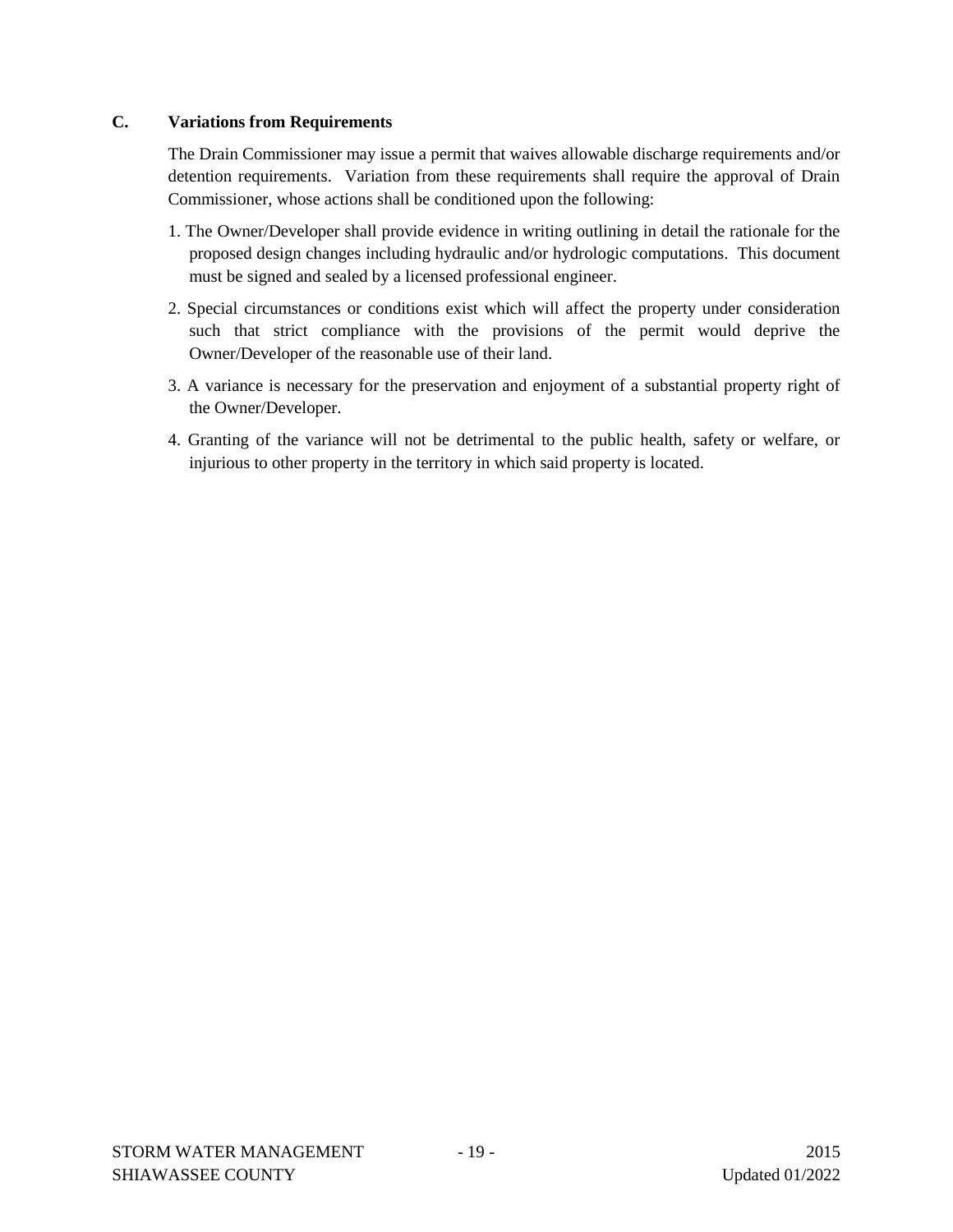### C. Variations from Requirements

The Drain Commissioner may issue a permit that waives allowable discharge requirements and/or detention requirements. Variation from these requirements shall require the approval of Drain Commissioner, whose actions shall be conditioned upon the following:

1. The Owner/Developer shall provide evidence in writing outlining in detail the rationale for the proposed design changes including hydraulic and/or hydrologic computations. This document must be signed and sealed by a licensed professional engineer.
2. Special circumstances or conditions exist which will affect the property under consideration such that strict compliance with the provisions of the permit would deprive the Owner/Developer of the reasonable use of their land.
3. A variance is necessary for the preservation and enjoyment of a substantial property right of the Owner/Developer.
4. Granting of the variance will not be detrimental to the public health, safety or welfare, or injurious to other property in the territory in which said property is located.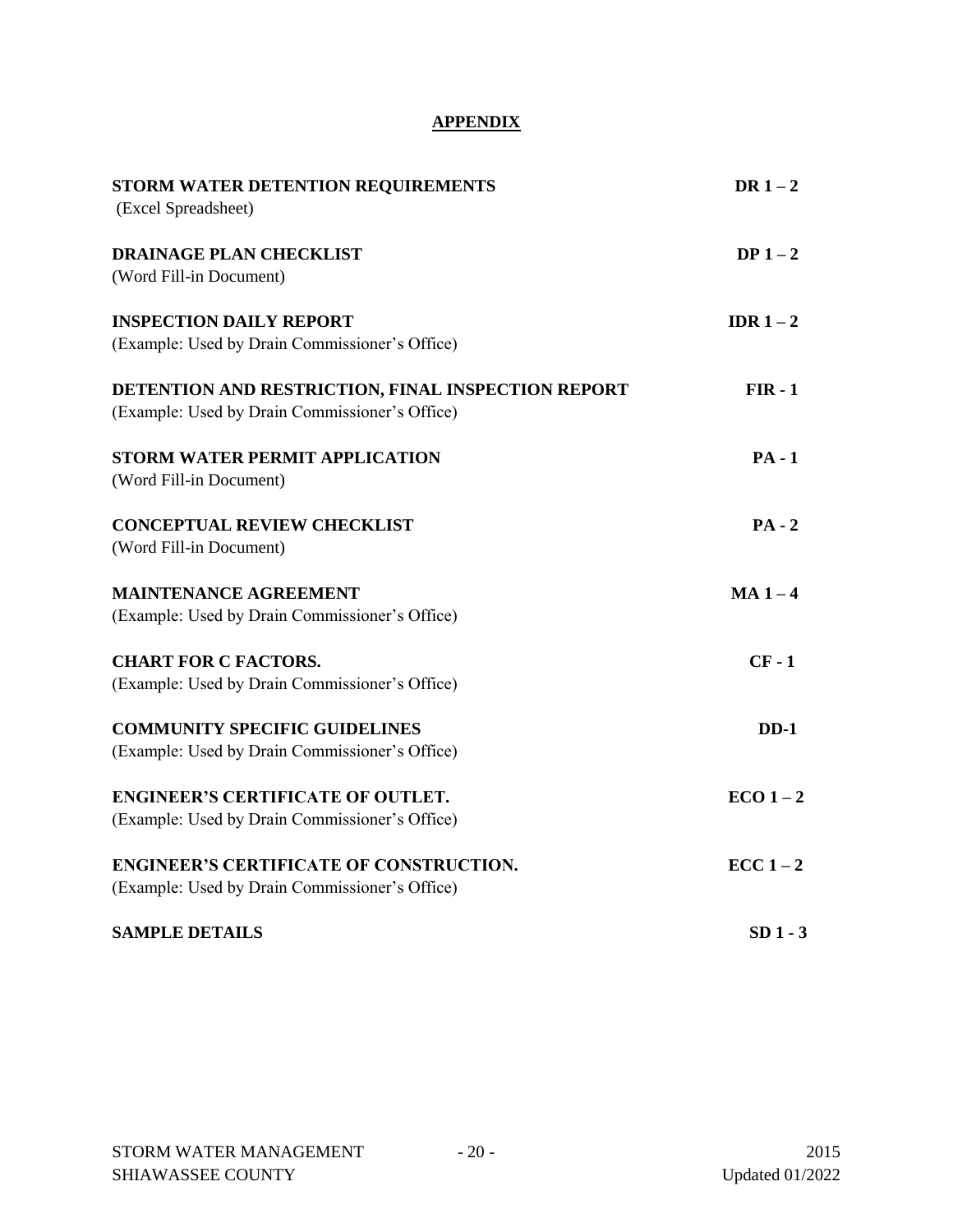## APPENDIX

| | |
|---|---|
| **STORM WATER DETENTION REQUIREMENTS**<br>(Excel Spreadsheet) | **DR 1 – 2** |
| **DRAINAGE PLAN CHECKLIST**<br>(Word Fill-in Document) | **DP 1 – 2** |
| **INSPECTION DAILY REPORT**<br>(Example: Used by Drain Commissioner's Office) | **IDR 1 – 2** |
| **DETENTION AND RESTRICTION, FINAL INSPECTION REPORT**<br>(Example: Used by Drain Commissioner's Office) | **FIR - 1** |
| **STORM WATER PERMIT APPLICATION**<br>(Word Fill-in Document) | **PA - 1** |
| **CONCEPTUAL REVIEW CHECKLIST**<br>(Word Fill-in Document) | **PA - 2** |
| **MAINTENANCE AGREEMENT**<br>(Example: Used by Drain Commissioner's Office) | **MA 1 – 4** |
| **CHART FOR C FACTORS.**<br>(Example: Used by Drain Commissioner's Office) | **CF - 1** |
| **COMMUNITY SPECIFIC GUIDELINES**<br>(Example: Used by Drain Commissioner's Office) | **DD-1** |
| **ENGINEER'S CERTIFICATE OF OUTLET.**<br>(Example: Used by Drain Commissioner's Office) | **ECO 1 – 2** |
| **ENGINEER'S CERTIFICATE OF CONSTRUCTION.**<br>(Example: Used by Drain Commissioner's Office) | **ECC 1 – 2** |
| **SAMPLE DETAILS** | **SD 1 - 3** |